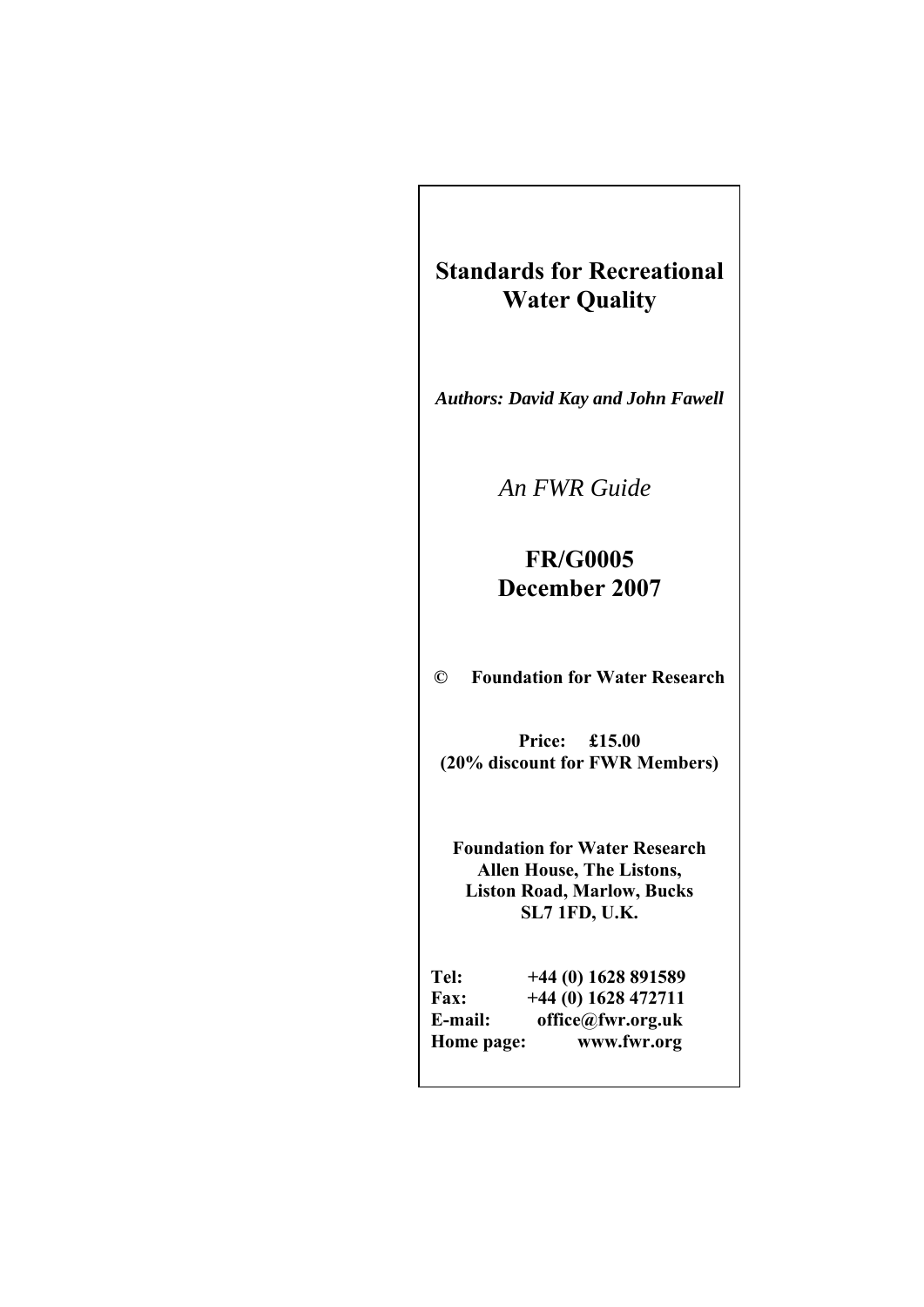# Standards for Recreational Water Quality

***Authors: David Kay and John Fawell***

*An FWR Guide*

## FR/G0005
## December 2007

**© Foundation for Water Research**

**Price: £15.00**
**(20% discount for FWR Members)**

**Foundation for Water Research**
**Allen House, The Listons,**
**Liston Road, Marlow, Bucks**
**SL7 1FD, U.K.**

**Tel:** **+44 (0) 1628 891589**
**Fax:** **+44 (0) 1628 472711**
**E-mail:** **office@fwr.org.uk**
**Home page:** **www.fwr.org**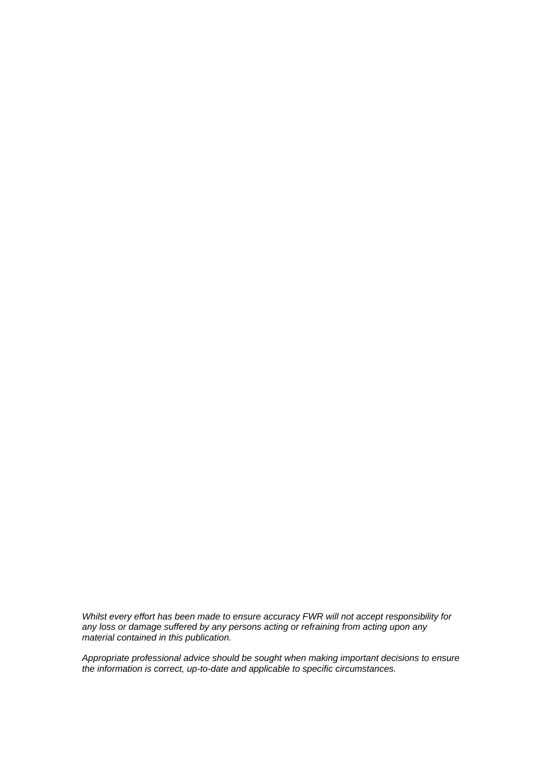*Whilst every effort has been made to ensure accuracy FWR will not accept responsibility for any loss or damage suffered by any persons acting or refraining from acting upon any material contained in this publication.*

*Appropriate professional advice should be sought when making important decisions to ensure the information is correct, up-to-date and applicable to specific circumstances.*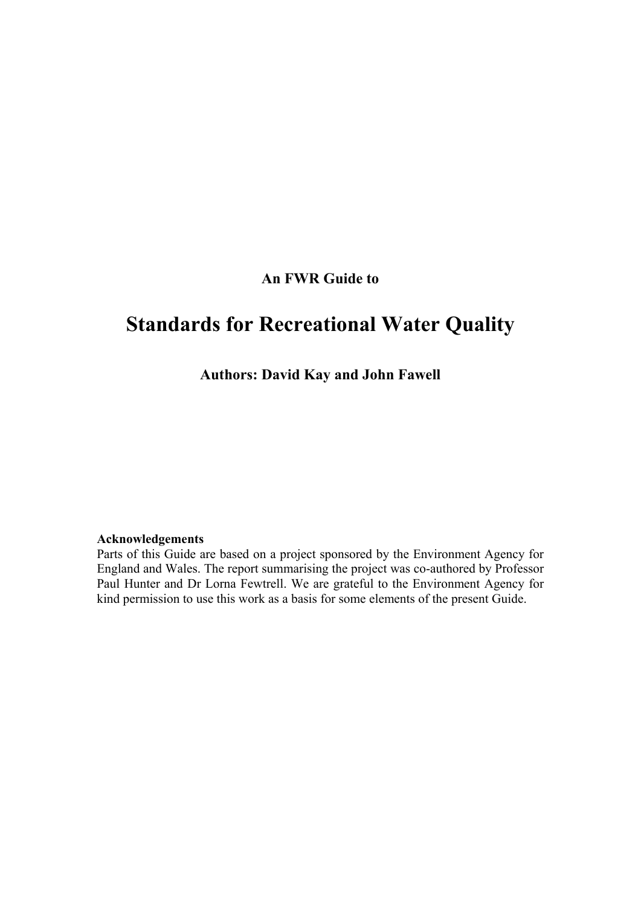**An FWR Guide to**

# Standards for Recreational Water Quality

**Authors: David Kay and John Fawell**

**Acknowledgements**

Parts of this Guide are based on a project sponsored by the Environment Agency for England and Wales. The report summarising the project was co-authored by Professor Paul Hunter and Dr Lorna Fewtrell. We are grateful to the Environment Agency for kind permission to use this work as a basis for some elements of the present Guide.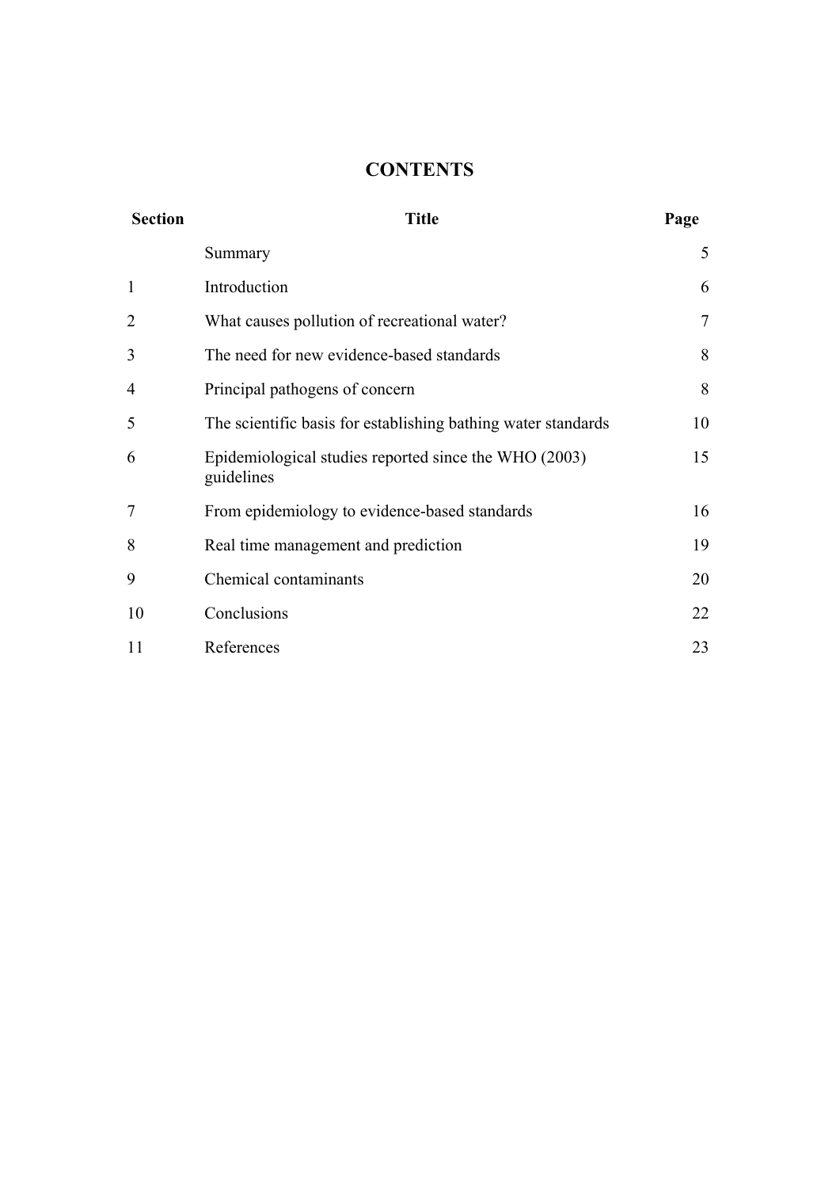# CONTENTS

| Section | Title | Page |
|---|---|---|
| | Summary | 5 |
| 1 | Introduction | 6 |
| 2 | What causes pollution of recreational water? | 7 |
| 3 | The need for new evidence-based standards | 8 |
| 4 | Principal pathogens of concern | 8 |
| 5 | The scientific basis for establishing bathing water standards | 10 |
| 6 | Epidemiological studies reported since the WHO (2003) guidelines | 15 |
| 7 | From epidemiology to evidence-based standards | 16 |
| 8 | Real time management and prediction | 19 |
| 9 | Chemical contaminants | 20 |
| 10 | Conclusions | 22 |
| 11 | References | 23 |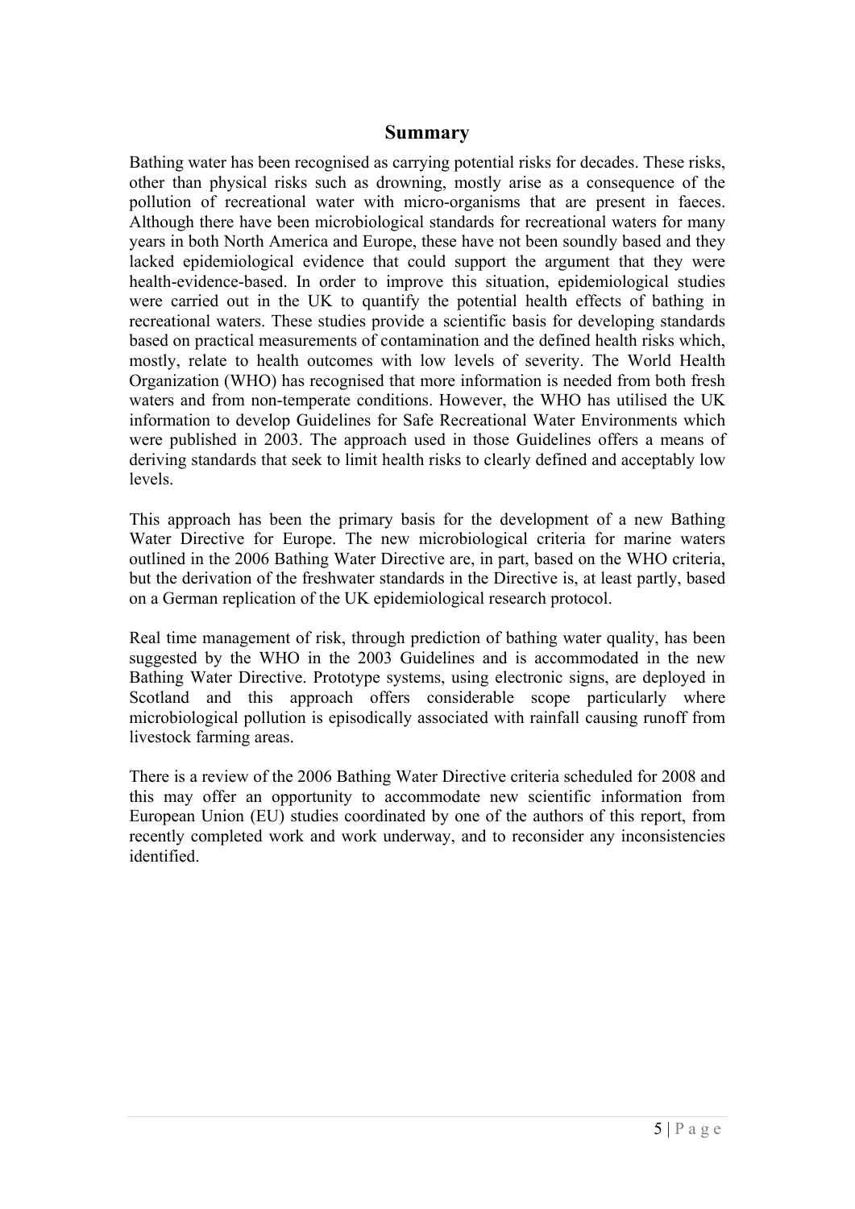## Summary

Bathing water has been recognised as carrying potential risks for decades. These risks, other than physical risks such as drowning, mostly arise as a consequence of the pollution of recreational water with micro-organisms that are present in faeces. Although there have been microbiological standards for recreational waters for many years in both North America and Europe, these have not been soundly based and they lacked epidemiological evidence that could support the argument that they were health-evidence-based. In order to improve this situation, epidemiological studies were carried out in the UK to quantify the potential health effects of bathing in recreational waters. These studies provide a scientific basis for developing standards based on practical measurements of contamination and the defined health risks which, mostly, relate to health outcomes with low levels of severity. The World Health Organization (WHO) has recognised that more information is needed from both fresh waters and from non-temperate conditions. However, the WHO has utilised the UK information to develop Guidelines for Safe Recreational Water Environments which were published in 2003. The approach used in those Guidelines offers a means of deriving standards that seek to limit health risks to clearly defined and acceptably low levels.

This approach has been the primary basis for the development of a new Bathing Water Directive for Europe. The new microbiological criteria for marine waters outlined in the 2006 Bathing Water Directive are, in part, based on the WHO criteria, but the derivation of the freshwater standards in the Directive is, at least partly, based on a German replication of the UK epidemiological research protocol.

Real time management of risk, through prediction of bathing water quality, has been suggested by the WHO in the 2003 Guidelines and is accommodated in the new Bathing Water Directive. Prototype systems, using electronic signs, are deployed in Scotland and this approach offers considerable scope particularly where microbiological pollution is episodically associated with rainfall causing runoff from livestock farming areas.

There is a review of the 2006 Bathing Water Directive criteria scheduled for 2008 and this may offer an opportunity to accommodate new scientific information from European Union (EU) studies coordinated by one of the authors of this report, from recently completed work and work underway, and to reconsider any inconsistencies identified.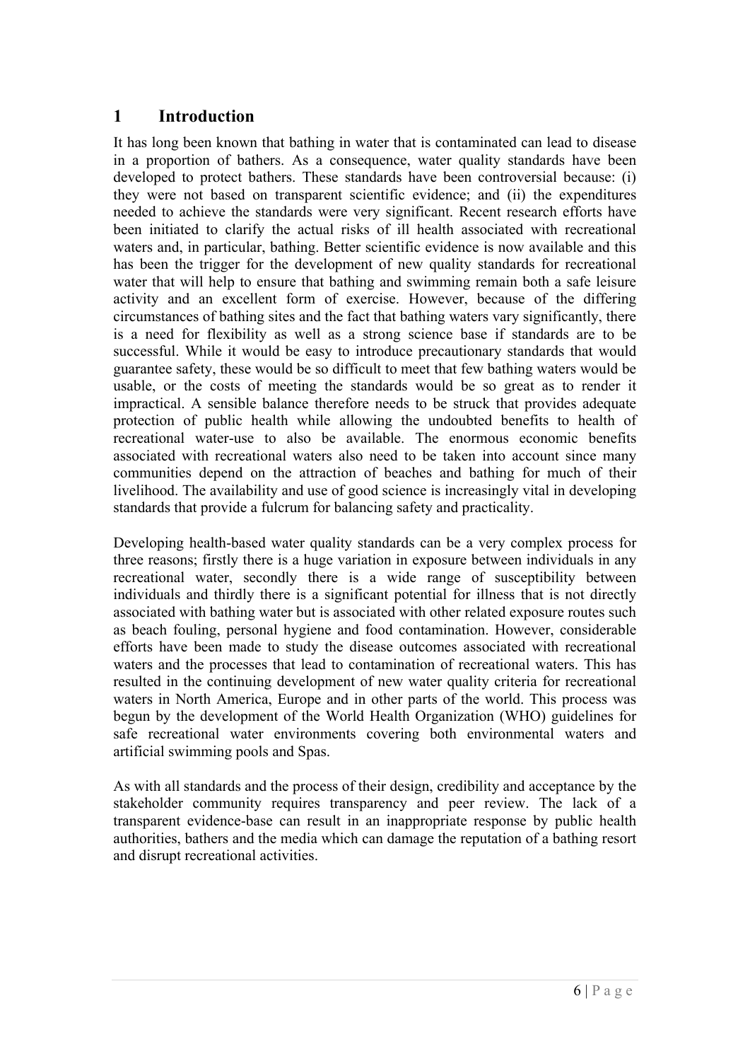# 1 Introduction

It has long been known that bathing in water that is contaminated can lead to disease in a proportion of bathers. As a consequence, water quality standards have been developed to protect bathers. These standards have been controversial because: (i) they were not based on transparent scientific evidence; and (ii) the expenditures needed to achieve the standards were very significant. Recent research efforts have been initiated to clarify the actual risks of ill health associated with recreational waters and, in particular, bathing. Better scientific evidence is now available and this has been the trigger for the development of new quality standards for recreational water that will help to ensure that bathing and swimming remain both a safe leisure activity and an excellent form of exercise. However, because of the differing circumstances of bathing sites and the fact that bathing waters vary significantly, there is a need for flexibility as well as a strong science base if standards are to be successful. While it would be easy to introduce precautionary standards that would guarantee safety, these would be so difficult to meet that few bathing waters would be usable, or the costs of meeting the standards would be so great as to render it impractical. A sensible balance therefore needs to be struck that provides adequate protection of public health while allowing the undoubted benefits to health of recreational water-use to also be available. The enormous economic benefits associated with recreational waters also need to be taken into account since many communities depend on the attraction of beaches and bathing for much of their livelihood. The availability and use of good science is increasingly vital in developing standards that provide a fulcrum for balancing safety and practicality.

Developing health-based water quality standards can be a very complex process for three reasons; firstly there is a huge variation in exposure between individuals in any recreational water, secondly there is a wide range of susceptibility between individuals and thirdly there is a significant potential for illness that is not directly associated with bathing water but is associated with other related exposure routes such as beach fouling, personal hygiene and food contamination. However, considerable efforts have been made to study the disease outcomes associated with recreational waters and the processes that lead to contamination of recreational waters. This has resulted in the continuing development of new water quality criteria for recreational waters in North America, Europe and in other parts of the world. This process was begun by the development of the World Health Organization (WHO) guidelines for safe recreational water environments covering both environmental waters and artificial swimming pools and Spas.

As with all standards and the process of their design, credibility and acceptance by the stakeholder community requires transparency and peer review. The lack of a transparent evidence-base can result in an inappropriate response by public health authorities, bathers and the media which can damage the reputation of a bathing resort and disrupt recreational activities.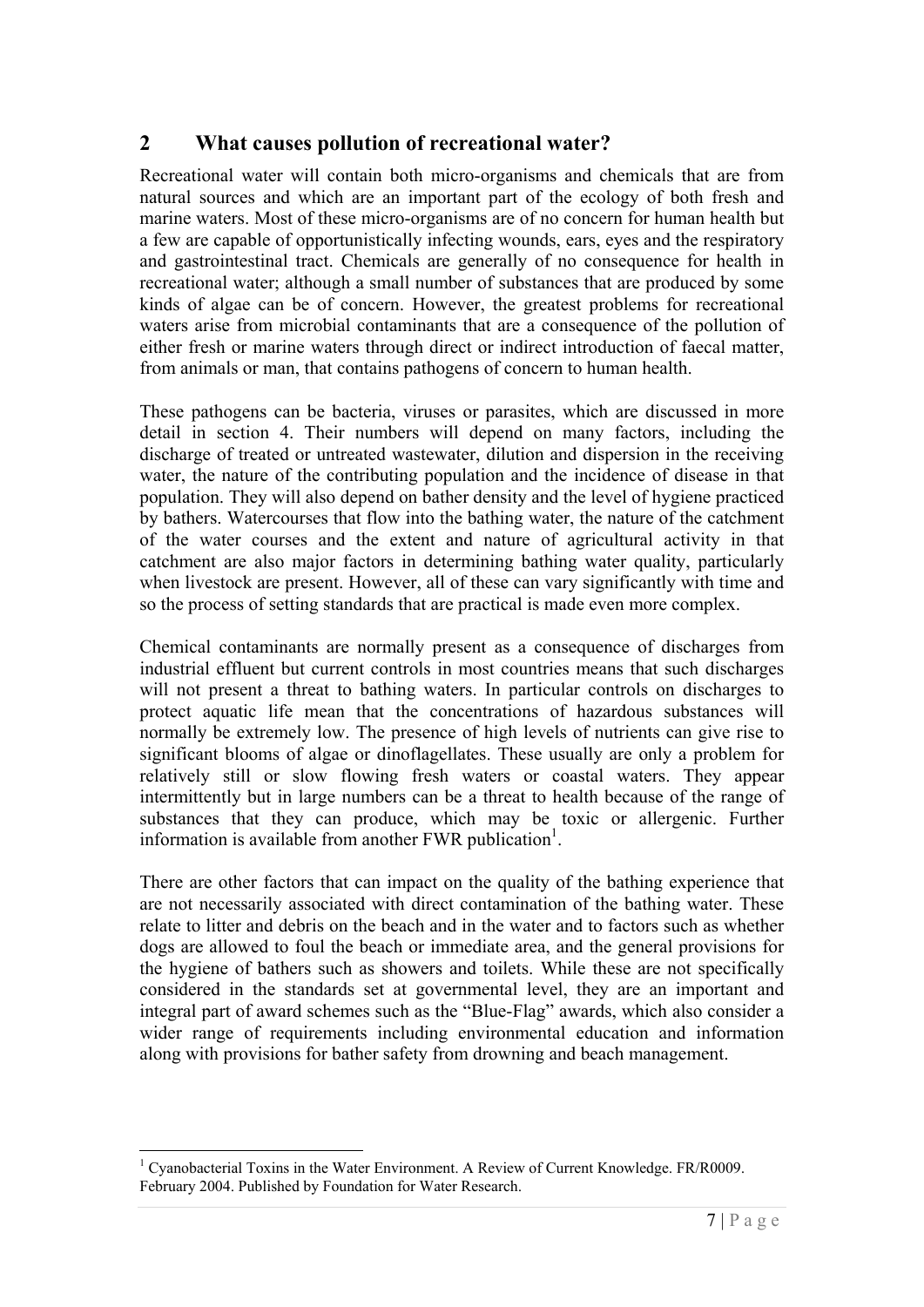## 2 What causes pollution of recreational water?

Recreational water will contain both micro-organisms and chemicals that are from natural sources and which are an important part of the ecology of both fresh and marine waters. Most of these micro-organisms are of no concern for human health but a few are capable of opportunistically infecting wounds, ears, eyes and the respiratory and gastrointestinal tract. Chemicals are generally of no consequence for health in recreational water; although a small number of substances that are produced by some kinds of algae can be of concern. However, the greatest problems for recreational waters arise from microbial contaminants that are a consequence of the pollution of either fresh or marine waters through direct or indirect introduction of faecal matter, from animals or man, that contains pathogens of concern to human health.

These pathogens can be bacteria, viruses or parasites, which are discussed in more detail in section 4. Their numbers will depend on many factors, including the discharge of treated or untreated wastewater, dilution and dispersion in the receiving water, the nature of the contributing population and the incidence of disease in that population. They will also depend on bather density and the level of hygiene practiced by bathers. Watercourses that flow into the bathing water, the nature of the catchment of the water courses and the extent and nature of agricultural activity in that catchment are also major factors in determining bathing water quality, particularly when livestock are present. However, all of these can vary significantly with time and so the process of setting standards that are practical is made even more complex.

Chemical contaminants are normally present as a consequence of discharges from industrial effluent but current controls in most countries means that such discharges will not present a threat to bathing waters. In particular controls on discharges to protect aquatic life mean that the concentrations of hazardous substances will normally be extremely low. The presence of high levels of nutrients can give rise to significant blooms of algae or dinoflagellates. These usually are only a problem for relatively still or slow flowing fresh waters or coastal waters. They appear intermittently but in large numbers can be a threat to health because of the range of substances that they can produce, which may be toxic or allergenic. Further information is available from another FWR publication[1].

There are other factors that can impact on the quality of the bathing experience that are not necessarily associated with direct contamination of the bathing water. These relate to litter and debris on the beach and in the water and to factors such as whether dogs are allowed to foul the beach or immediate area, and the general provisions for the hygiene of bathers such as showers and toilets. While these are not specifically considered in the standards set at governmental level, they are an important and integral part of award schemes such as the "Blue-Flag" awards, which also consider a wider range of requirements including environmental education and information along with provisions for bather safety from drowning and beach management.

[1] Cyanobacterial Toxins in the Water Environment. A Review of Current Knowledge. FR/R0009. February 2004. Published by Foundation for Water Research.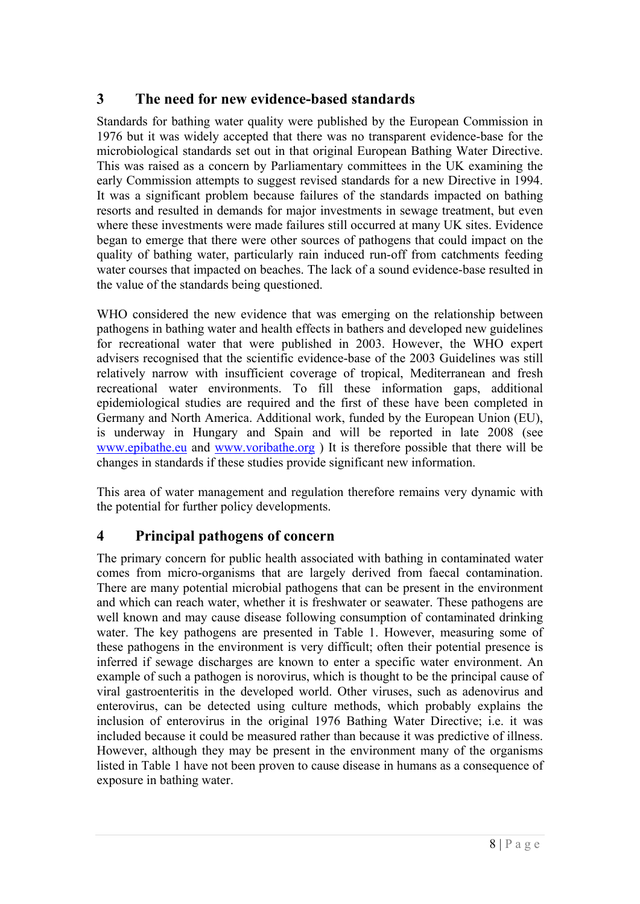## 3 The need for new evidence-based standards

Standards for bathing water quality were published by the European Commission in 1976 but it was widely accepted that there was no transparent evidence-base for the microbiological standards set out in that original European Bathing Water Directive. This was raised as a concern by Parliamentary committees in the UK examining the early Commission attempts to suggest revised standards for a new Directive in 1994. It was a significant problem because failures of the standards impacted on bathing resorts and resulted in demands for major investments in sewage treatment, but even where these investments were made failures still occurred at many UK sites. Evidence began to emerge that there were other sources of pathogens that could impact on the quality of bathing water, particularly rain induced run-off from catchments feeding water courses that impacted on beaches. The lack of a sound evidence-base resulted in the value of the standards being questioned.

WHO considered the new evidence that was emerging on the relationship between pathogens in bathing water and health effects in bathers and developed new guidelines for recreational water that were published in 2003. However, the WHO expert advisers recognised that the scientific evidence-base of the 2003 Guidelines was still relatively narrow with insufficient coverage of tropical, Mediterranean and fresh recreational water environments. To fill these information gaps, additional epidemiological studies are required and the first of these have been completed in Germany and North America. Additional work, funded by the European Union (EU), is underway in Hungary and Spain and will be reported in late 2008 (see www.epibathe.eu and www.voribathe.org ) It is therefore possible that there will be changes in standards if these studies provide significant new information.

This area of water management and regulation therefore remains very dynamic with the potential for further policy developments.

## 4 Principal pathogens of concern

The primary concern for public health associated with bathing in contaminated water comes from micro-organisms that are largely derived from faecal contamination. There are many potential microbial pathogens that can be present in the environment and which can reach water, whether it is freshwater or seawater. These pathogens are well known and may cause disease following consumption of contaminated drinking water. The key pathogens are presented in Table 1. However, measuring some of these pathogens in the environment is very difficult; often their potential presence is inferred if sewage discharges are known to enter a specific water environment. An example of such a pathogen is norovirus, which is thought to be the principal cause of viral gastroenteritis in the developed world. Other viruses, such as adenovirus and enterovirus, can be detected using culture methods, which probably explains the inclusion of enterovirus in the original 1976 Bathing Water Directive; i.e. it was included because it could be measured rather than because it was predictive of illness. However, although they may be present in the environment many of the organisms listed in Table 1 have not been proven to cause disease in humans as a consequence of exposure in bathing water.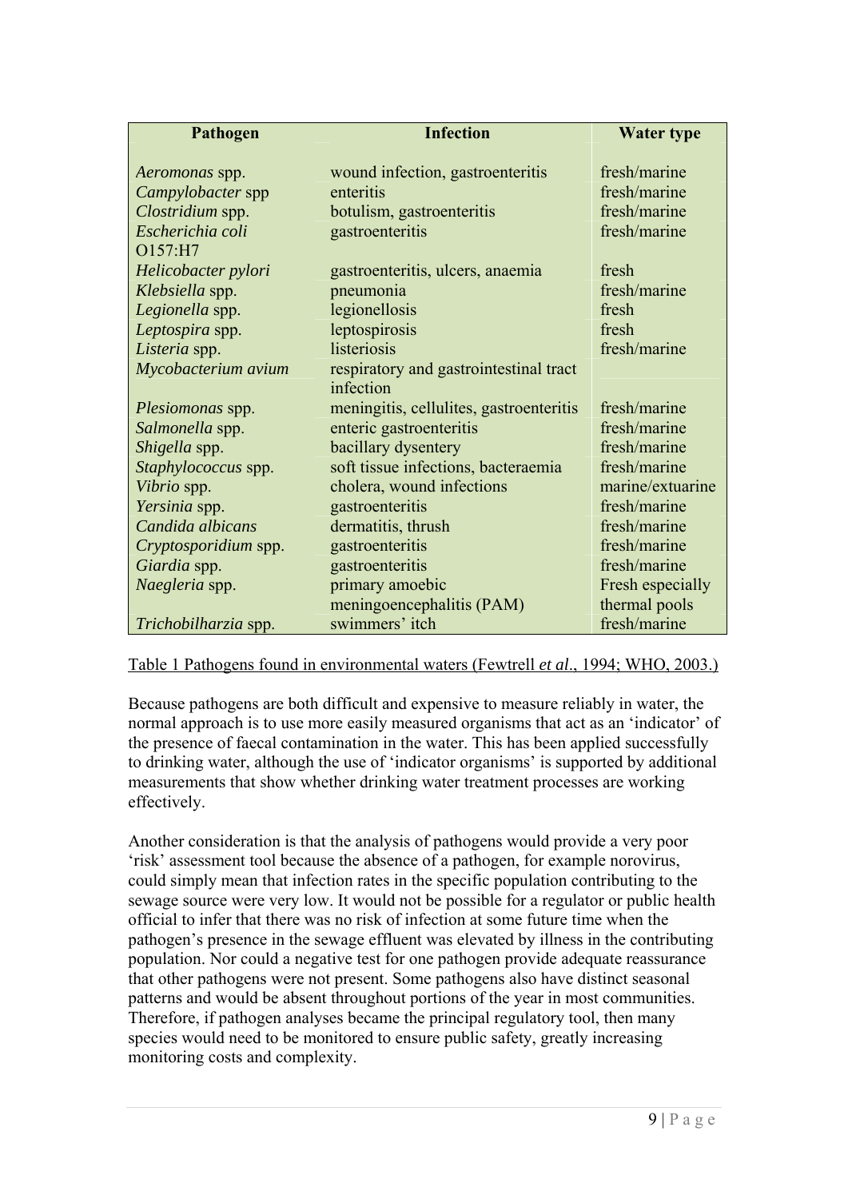| Pathogen | Infection | Water type |
|---|---|---|
| *Aeromonas* spp. | wound infection, gastroenteritis | fresh/marine |
| *Campylobacter* spp | enteritis | fresh/marine |
| *Clostridium* spp. | botulism, gastroenteritis | fresh/marine |
| *Escherichia coli* O157:H7 | gastroenteritis | fresh/marine |
| *Helicobacter pylori* | gastroenteritis, ulcers, anaemia | fresh |
| *Klebsiella* spp. | pneumonia | fresh/marine |
| *Legionella* spp. | legionellosis | fresh |
| *Leptospira* spp. | leptospirosis | fresh |
| *Listeria* spp. | listeriosis | fresh/marine |
| *Mycobacterium avium* | respiratory and gastrointestinal tract infection | |
| *Plesiomonas* spp. | meningitis, cellulites, gastroenteritis | fresh/marine |
| *Salmonella* spp. | enteric gastroenteritis | fresh/marine |
| *Shigella* spp. | bacillary dysentery | fresh/marine |
| *Staphylococcus* spp. | soft tissue infections, bacteraemia | fresh/marine |
| *Vibrio* spp. | cholera, wound infections | marine/extuarine |
| *Yersinia* spp. | gastroenteritis | fresh/marine |
| *Candida albicans* | dermatitis, thrush | fresh/marine |
| *Cryptosporidium* spp. | gastroenteritis | fresh/marine |
| *Giardia* spp. | gastroenteritis | fresh/marine |
| *Naegleria* spp. | primary amoebic meningoencephalitis (PAM) | Fresh especially thermal pools |
| *Trichobilharzia* spp. | swimmers' itch | fresh/marine |

Table 1 Pathogens found in environmental waters (Fewtrell *et al*., 1994; WHO, 2003.)

Because pathogens are both difficult and expensive to measure reliably in water, the normal approach is to use more easily measured organisms that act as an 'indicator' of the presence of faecal contamination in the water. This has been applied successfully to drinking water, although the use of 'indicator organisms' is supported by additional measurements that show whether drinking water treatment processes are working effectively.

Another consideration is that the analysis of pathogens would provide a very poor 'risk' assessment tool because the absence of a pathogen, for example norovirus, could simply mean that infection rates in the specific population contributing to the sewage source were very low. It would not be possible for a regulator or public health official to infer that there was no risk of infection at some future time when the pathogen's presence in the sewage effluent was elevated by illness in the contributing population. Nor could a negative test for one pathogen provide adequate reassurance that other pathogens were not present. Some pathogens also have distinct seasonal patterns and would be absent throughout portions of the year in most communities. Therefore, if pathogen analyses became the principal regulatory tool, then many species would need to be monitored to ensure public safety, greatly increasing monitoring costs and complexity.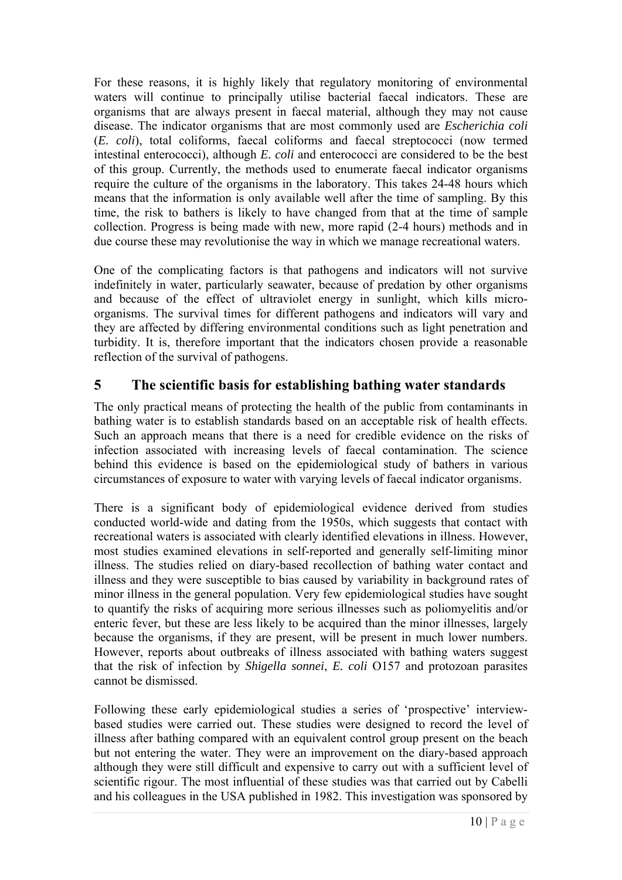For these reasons, it is highly likely that regulatory monitoring of environmental waters will continue to principally utilise bacterial faecal indicators. These are organisms that are always present in faecal material, although they may not cause disease. The indicator organisms that are most commonly used are *Escherichia coli* (*E. coli*), total coliforms, faecal coliforms and faecal streptococci (now termed intestinal enterococci), although *E. coli* and enterococci are considered to be the best of this group. Currently, the methods used to enumerate faecal indicator organisms require the culture of the organisms in the laboratory. This takes 24-48 hours which means that the information is only available well after the time of sampling. By this time, the risk to bathers is likely to have changed from that at the time of sample collection. Progress is being made with new, more rapid (2-4 hours) methods and in due course these may revolutionise the way in which we manage recreational waters.

One of the complicating factors is that pathogens and indicators will not survive indefinitely in water, particularly seawater, because of predation by other organisms and because of the effect of ultraviolet energy in sunlight, which kills micro-organisms. The survival times for different pathogens and indicators will vary and they are affected by differing environmental conditions such as light penetration and turbidity. It is, therefore important that the indicators chosen provide a reasonable reflection of the survival of pathogens.

## 5 The scientific basis for establishing bathing water standards

The only practical means of protecting the health of the public from contaminants in bathing water is to establish standards based on an acceptable risk of health effects. Such an approach means that there is a need for credible evidence on the risks of infection associated with increasing levels of faecal contamination. The science behind this evidence is based on the epidemiological study of bathers in various circumstances of exposure to water with varying levels of faecal indicator organisms.

There is a significant body of epidemiological evidence derived from studies conducted world-wide and dating from the 1950s, which suggests that contact with recreational waters is associated with clearly identified elevations in illness. However, most studies examined elevations in self-reported and generally self-limiting minor illness. The studies relied on diary-based recollection of bathing water contact and illness and they were susceptible to bias caused by variability in background rates of minor illness in the general population. Very few epidemiological studies have sought to quantify the risks of acquiring more serious illnesses such as poliomyelitis and/or enteric fever, but these are less likely to be acquired than the minor illnesses, largely because the organisms, if they are present, will be present in much lower numbers. However, reports about outbreaks of illness associated with bathing waters suggest that the risk of infection by *Shigella sonnei*, *E. coli* O157 and protozoan parasites cannot be dismissed.

Following these early epidemiological studies a series of 'prospective' interview-based studies were carried out. These studies were designed to record the level of illness after bathing compared with an equivalent control group present on the beach but not entering the water. They were an improvement on the diary-based approach although they were still difficult and expensive to carry out with a sufficient level of scientific rigour. The most influential of these studies was that carried out by Cabelli and his colleagues in the USA published in 1982. This investigation was sponsored by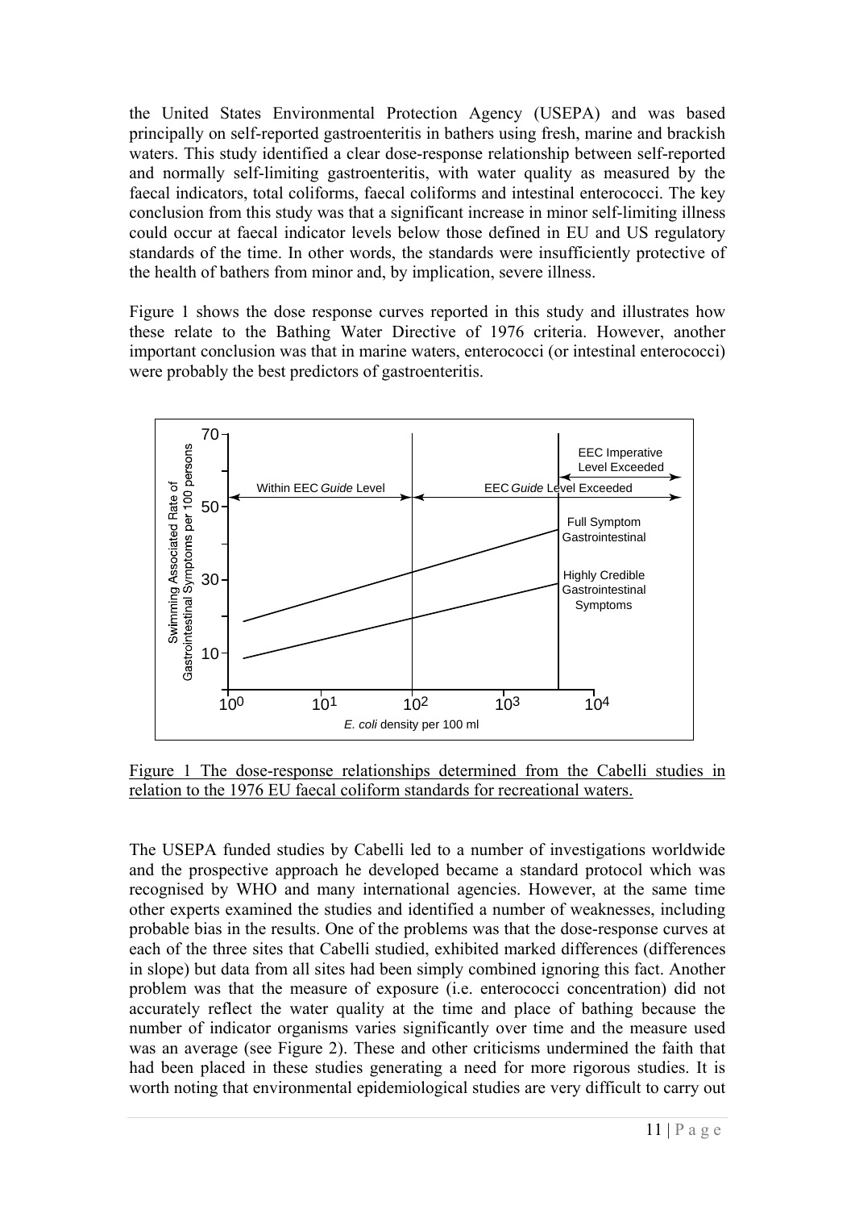the United States Environmental Protection Agency (USEPA) and was based principally on self-reported gastroenteritis in bathers using fresh, marine and brackish waters. This study identified a clear dose-response relationship between self-reported and normally self-limiting gastroenteritis, with water quality as measured by the faecal indicators, total coliforms, faecal coliforms and intestinal enterococci. The key conclusion from this study was that a significant increase in minor self-limiting illness could occur at faecal indicator levels below those defined in EU and US regulatory standards of the time. In other words, the standards were insufficiently protective of the health of bathers from minor and, by implication, severe illness.

Figure 1 shows the dose response curves reported in this study and illustrates how these relate to the Bathing Water Directive of 1976 criteria. However, another important conclusion was that in marine waters, enterococci (or intestinal enterococci) were probably the best predictors of gastroenteritis.

Figure 1 The dose-response relationships determined from the Cabelli studies in relation to the 1976 EU faecal coliform standards for recreational waters.

The USEPA funded studies by Cabelli led to a number of investigations worldwide and the prospective approach he developed became a standard protocol which was recognised by WHO and many international agencies. However, at the same time other experts examined the studies and identified a number of weaknesses, including probable bias in the results. One of the problems was that the dose-response curves at each of the three sites that Cabelli studied, exhibited marked differences (differences in slope) but data from all sites had been simply combined ignoring this fact. Another problem was that the measure of exposure (i.e. enterococci concentration) did not accurately reflect the water quality at the time and place of bathing because the number of indicator organisms varies significantly over time and the measure used was an average (see Figure 2). These and other criticisms undermined the faith that had been placed in these studies generating a need for more rigorous studies. It is worth noting that environmental epidemiological studies are very difficult to carry out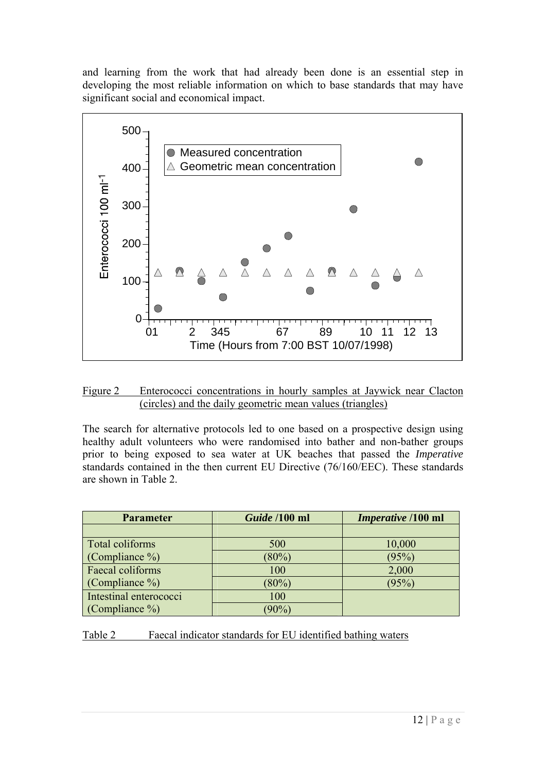and learning from the work that had already been done is an essential step in developing the most reliable information on which to base standards that may have significant social and economical impact.

Figure 2 Enterococci concentrations in hourly samples at Jaywick near Clacton (circles) and the daily geometric mean values (triangles)

The search for alternative protocols led to one based on a prospective design using healthy adult volunteers who were randomised into bather and non-bather groups prior to being exposed to sea water at UK beaches that passed the *Imperative* standards contained in the then current EU Directive (76/160/EEC). These standards are shown in Table 2.

| Parameter | *Guide* /100 ml | *Imperative* /100 ml |
|---|---|---|
| | | |
| Total coliforms | 500 | 10,000 |
| (Compliance %) | (80%) | (95%) |
| Faecal coliforms | 100 | 2,000 |
| (Compliance %) | (80%) | (95%) |
| Intestinal enterococci | 100 | |
| (Compliance %) | (90%) | |

Table 2 Faecal indicator standards for EU identified bathing waters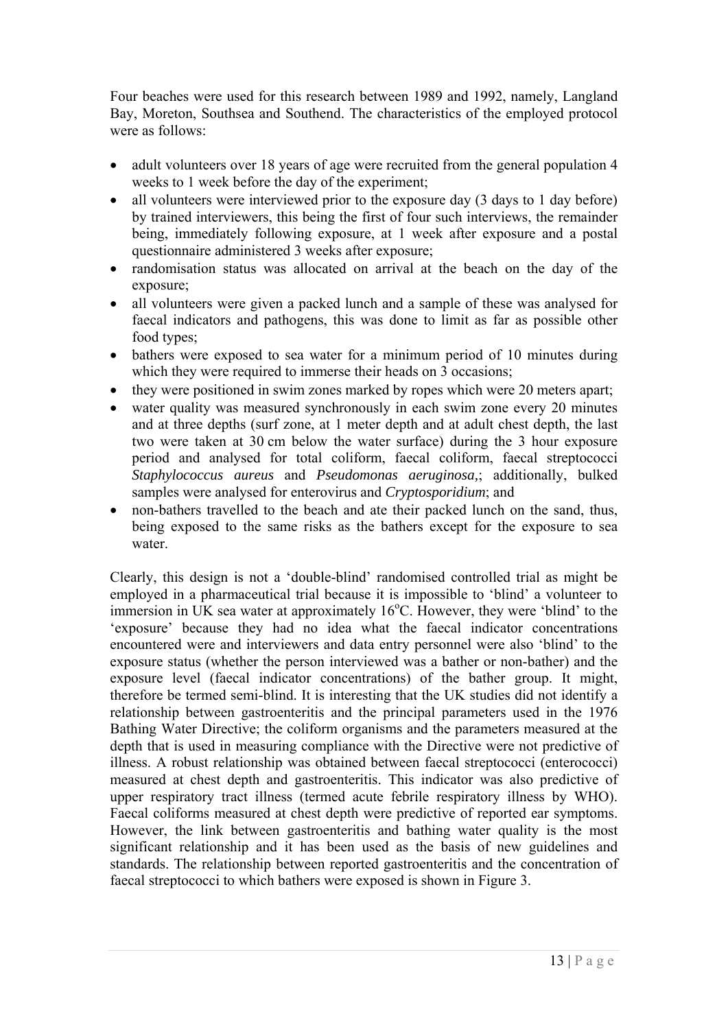Four beaches were used for this research between 1989 and 1992, namely, Langland Bay, Moreton, Southsea and Southend. The characteristics of the employed protocol were as follows:

- adult volunteers over 18 years of age were recruited from the general population 4 weeks to 1 week before the day of the experiment;
- all volunteers were interviewed prior to the exposure day (3 days to 1 day before) by trained interviewers, this being the first of four such interviews, the remainder being, immediately following exposure, at 1 week after exposure and a postal questionnaire administered 3 weeks after exposure;
- randomisation status was allocated on arrival at the beach on the day of the exposure;
- all volunteers were given a packed lunch and a sample of these was analysed for faecal indicators and pathogens, this was done to limit as far as possible other food types;
- bathers were exposed to sea water for a minimum period of 10 minutes during which they were required to immerse their heads on 3 occasions;
- they were positioned in swim zones marked by ropes which were 20 meters apart;
- water quality was measured synchronously in each swim zone every 20 minutes and at three depths (surf zone, at 1 meter depth and at adult chest depth, the last two were taken at 30 cm below the water surface) during the 3 hour exposure period and analysed for total coliform, faecal coliform, faecal streptococci *Staphylococcus aureus* and *Pseudomonas aeruginosa,*; additionally, bulked samples were analysed for enterovirus and *Cryptosporidium*; and
- non-bathers travelled to the beach and ate their packed lunch on the sand, thus, being exposed to the same risks as the bathers except for the exposure to sea water.

Clearly, this design is not a 'double-blind' randomised controlled trial as might be employed in a pharmaceutical trial because it is impossible to 'blind' a volunteer to immersion in UK sea water at approximately 16°C. However, they were 'blind' to the 'exposure' because they had no idea what the faecal indicator concentrations encountered were and interviewers and data entry personnel were also 'blind' to the exposure status (whether the person interviewed was a bather or non-bather) and the exposure level (faecal indicator concentrations) of the bather group. It might, therefore be termed semi-blind. It is interesting that the UK studies did not identify a relationship between gastroenteritis and the principal parameters used in the 1976 Bathing Water Directive; the coliform organisms and the parameters measured at the depth that is used in measuring compliance with the Directive were not predictive of illness. A robust relationship was obtained between faecal streptococci (enterococci) measured at chest depth and gastroenteritis. This indicator was also predictive of upper respiratory tract illness (termed acute febrile respiratory illness by WHO). Faecal coliforms measured at chest depth were predictive of reported ear symptoms. However, the link between gastroenteritis and bathing water quality is the most significant relationship and it has been used as the basis of new guidelines and standards. The relationship between reported gastroenteritis and the concentration of faecal streptococci to which bathers were exposed is shown in Figure 3.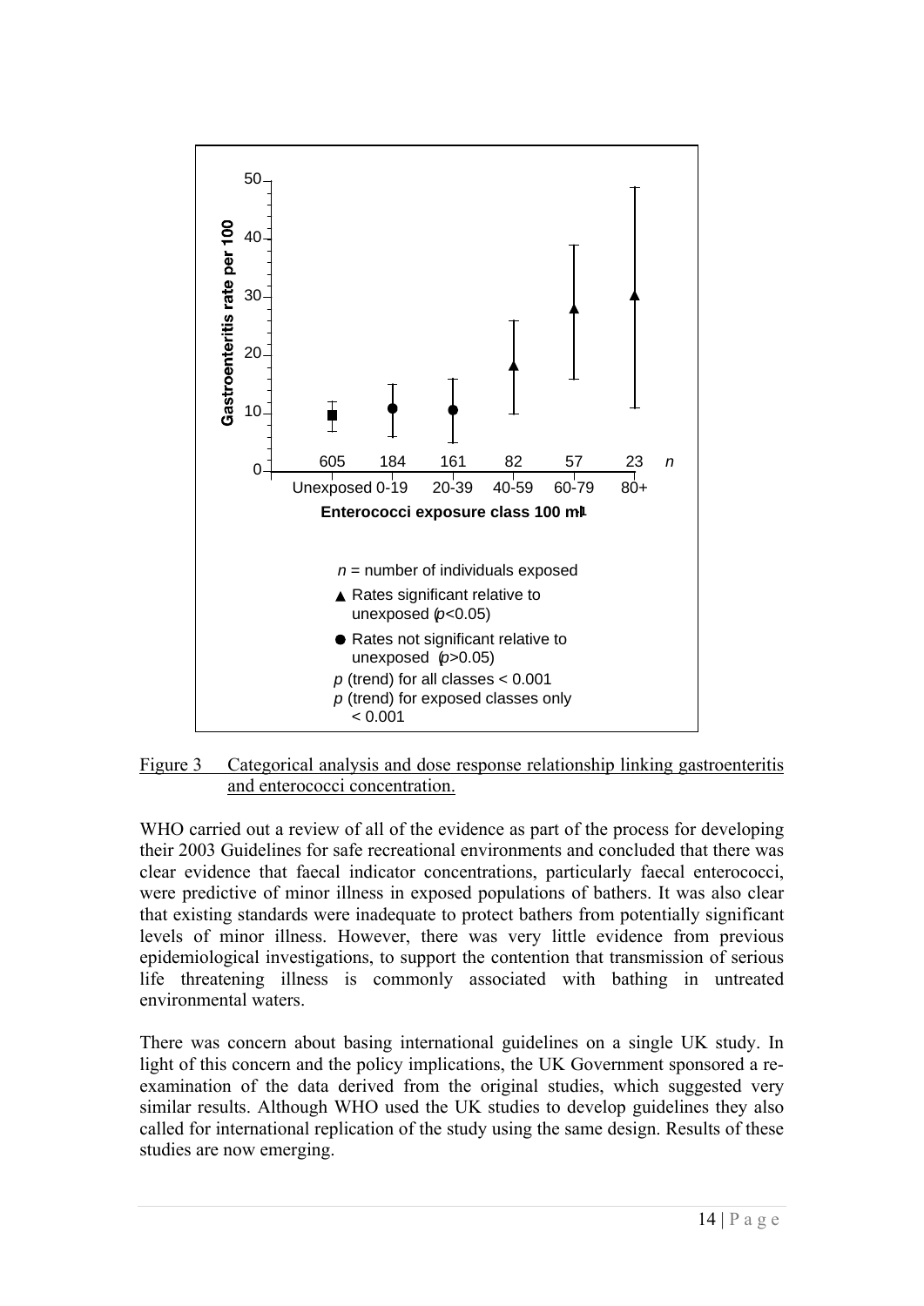Figure 3 Categorical analysis and dose response relationship linking gastroenteritis and enterococci concentration.

WHO carried out a review of all of the evidence as part of the process for developing their 2003 Guidelines for safe recreational environments and concluded that there was clear evidence that faecal indicator concentrations, particularly faecal enterococci, were predictive of minor illness in exposed populations of bathers. It was also clear that existing standards were inadequate to protect bathers from potentially significant levels of minor illness. However, there was very little evidence from previous epidemiological investigations, to support the contention that transmission of serious life threatening illness is commonly associated with bathing in untreated environmental waters.

There was concern about basing international guidelines on a single UK study. In light of this concern and the policy implications, the UK Government sponsored a re-examination of the data derived from the original studies, which suggested very similar results. Although WHO used the UK studies to develop guidelines they also called for international replication of the study using the same design. Results of these studies are now emerging.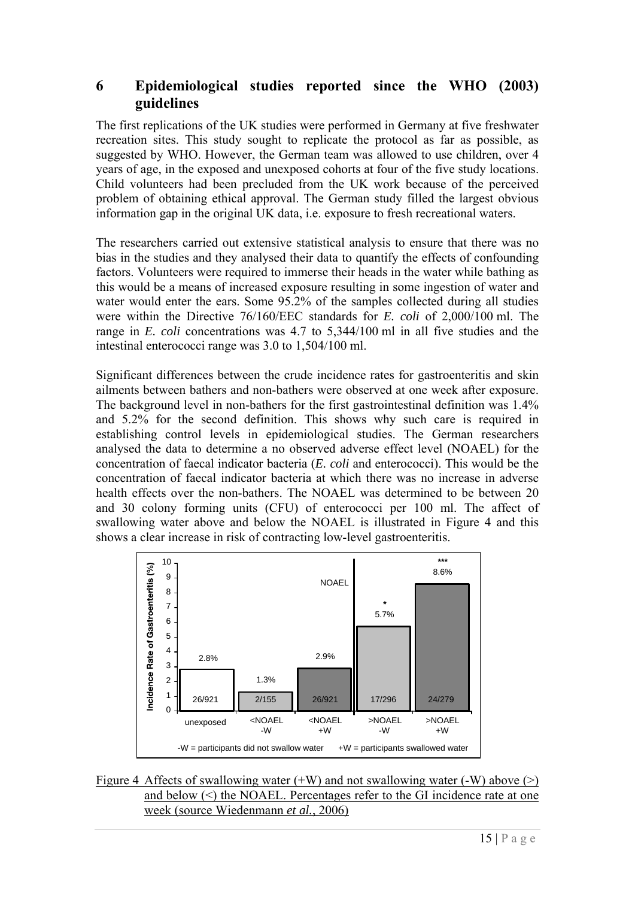## 6 Epidemiological studies reported since the WHO (2003) guidelines

The first replications of the UK studies were performed in Germany at five freshwater recreation sites. This study sought to replicate the protocol as far as possible, as suggested by WHO. However, the German team was allowed to use children, over 4 years of age, in the exposed and unexposed cohorts at four of the five study locations. Child volunteers had been precluded from the UK work because of the perceived problem of obtaining ethical approval. The German study filled the largest obvious information gap in the original UK data, i.e. exposure to fresh recreational waters.

The researchers carried out extensive statistical analysis to ensure that there was no bias in the studies and they analysed their data to quantify the effects of confounding factors. Volunteers were required to immerse their heads in the water while bathing as this would be a means of increased exposure resulting in some ingestion of water and water would enter the ears. Some 95.2% of the samples collected during all studies were within the Directive 76/160/EEC standards for *E. coli* of 2,000/100 ml. The range in *E. coli* concentrations was 4.7 to 5,344/100 ml in all five studies and the intestinal enterococci range was 3.0 to 1,504/100 ml.

Significant differences between the crude incidence rates for gastroenteritis and skin ailments between bathers and non-bathers were observed at one week after exposure. The background level in non-bathers for the first gastrointestinal definition was 1.4% and 5.2% for the second definition. This shows why such care is required in establishing control levels in epidemiological studies. The German researchers analysed the data to determine a no observed adverse effect level (NOAEL) for the concentration of faecal indicator bacteria (*E. coli* and enterococci). This would be the concentration of faecal indicator bacteria at which there was no increase in adverse health effects over the non-bathers. The NOAEL was determined to be between 20 and 30 colony forming units (CFU) of enterococci per 100 ml. The affect of swallowing water above and below the NOAEL is illustrated in Figure 4 and this shows a clear increase in risk of contracting low-level gastroenteritis.

| Group | Incidence Rate of Gastroenteritis (%) | Cases |
|---|---|---|
| unexposed | 2.8% | 26/921 |
| <NOAEL -W | 1.3% | 2/155 |
| <NOAEL +W | 2.9% | 26/921 |
| >NOAEL -W | 5.7% * | 17/296 |
| >NOAEL +W | 8.6% *** | 24/279 |

-W = participants did not swallow water +W = participants swallowed water

Figure 4 Affects of swallowing water (+W) and not swallowing water (-W) above (>) and below (<) the NOAEL. Percentages refer to the GI incidence rate at one week (source Wiedenmann *et al.*, 2006)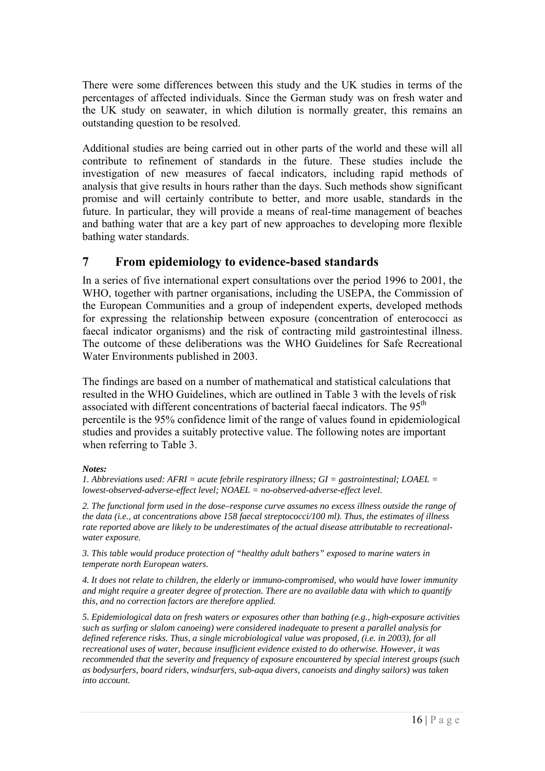There were some differences between this study and the UK studies in terms of the percentages of affected individuals. Since the German study was on fresh water and the UK study on seawater, in which dilution is normally greater, this remains an outstanding question to be resolved.

Additional studies are being carried out in other parts of the world and these will all contribute to refinement of standards in the future. These studies include the investigation of new measures of faecal indicators, including rapid methods of analysis that give results in hours rather than the days. Such methods show significant promise and will certainly contribute to better, and more usable, standards in the future. In particular, they will provide a means of real-time management of beaches and bathing water that are a key part of new approaches to developing more flexible bathing water standards.

# 7 From epidemiology to evidence-based standards

In a series of five international expert consultations over the period 1996 to 2001, the WHO, together with partner organisations, including the USEPA, the Commission of the European Communities and a group of independent experts, developed methods for expressing the relationship between exposure (concentration of enterococci as faecal indicator organisms) and the risk of contracting mild gastrointestinal illness. The outcome of these deliberations was the WHO Guidelines for Safe Recreational Water Environments published in 2003.

The findings are based on a number of mathematical and statistical calculations that resulted in the WHO Guidelines, which are outlined in Table 3 with the levels of risk associated with different concentrations of bacterial faecal indicators. The 95$^{th}$ percentile is the 95% confidence limit of the range of values found in epidemiological studies and provides a suitably protective value. The following notes are important when referring to Table 3.

***Notes:***

*1. Abbreviations used: AFRI = acute febrile respiratory illness; GI = gastrointestinal; LOAEL = lowest-observed-adverse-effect level; NOAEL = no-observed-adverse-effect level.*

*2. The functional form used in the dose–response curve assumes no excess illness outside the range of the data (i.e., at concentrations above 158 faecal streptococci/100 ml). Thus, the estimates of illness rate reported above are likely to be underestimates of the actual disease attributable to recreational-water exposure.*

*3. This table would produce protection of "healthy adult bathers" exposed to marine waters in temperate north European waters.*

*4. It does not relate to children, the elderly or immuno-compromised, who would have lower immunity and might require a greater degree of protection. There are no available data with which to quantify this, and no correction factors are therefore applied.*

*5. Epidemiological data on fresh waters or exposures other than bathing (e.g., high-exposure activities such as surfing or slalom canoeing) were considered inadequate to present a parallel analysis for defined reference risks. Thus, a single microbiological value was proposed, (i.e. in 2003), for all recreational uses of water, because insufficient evidence existed to do otherwise. However, it was recommended that the severity and frequency of exposure encountered by special interest groups (such as bodysurfers, board riders, windsurfers, sub-aqua divers, canoeists and dinghy sailors) was taken into account.*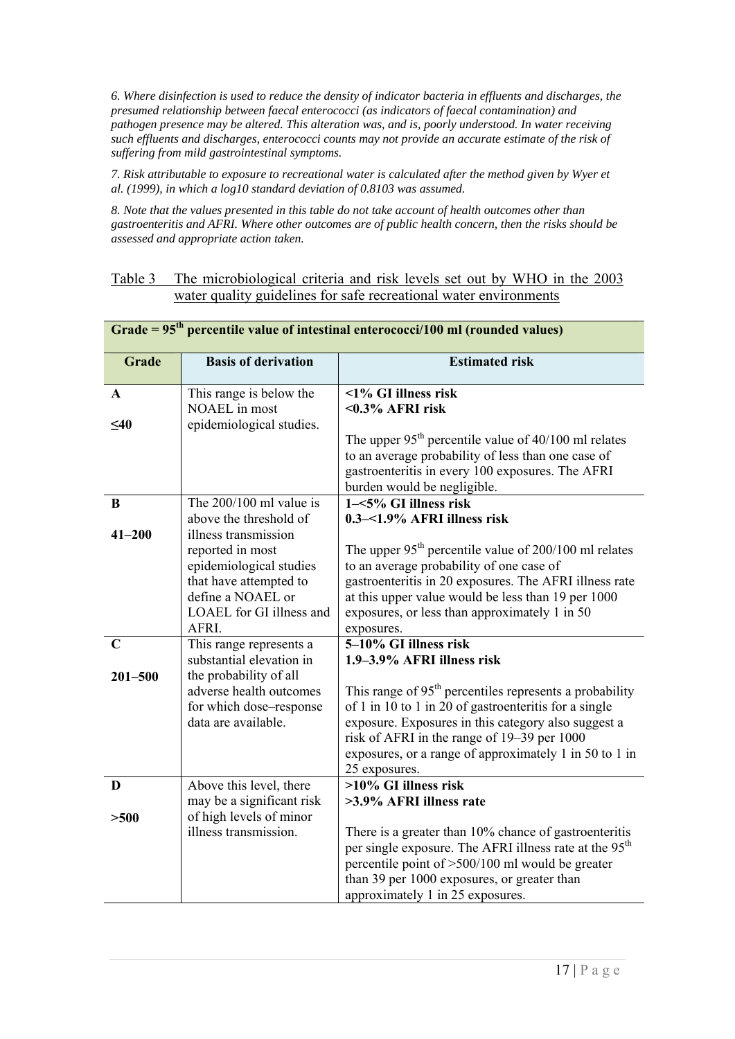*6. Where disinfection is used to reduce the density of indicator bacteria in effluents and discharges, the presumed relationship between faecal enterococci (as indicators of faecal contamination) and pathogen presence may be altered. This alteration was, and is, poorly understood. In water receiving such effluents and discharges, enterococci counts may not provide an accurate estimate of the risk of suffering from mild gastrointestinal symptoms.*

*7. Risk attributable to exposure to recreational water is calculated after the method given by Wyer et al. (1999), in which a log10 standard deviation of 0.8103 was assumed.*

*8. Note that the values presented in this table do not take account of health outcomes other than gastroenteritis and AFRI. Where other outcomes are of public health concern, then the risks should be assessed and appropriate action taken.*

Table 3 The microbiological criteria and risk levels set out by WHO in the 2003 water quality guidelines for safe recreational water environments

| **Grade = 95th percentile value of intestinal enterococci/100 ml (rounded values)** | | |
|---|---|---|
| **Grade** | **Basis of derivation** | **Estimated risk** |
| **A**<br><br>**≤40** | This range is below the NOAEL in most epidemiological studies. | **<1% GI illness risk**<br>**<0.3% AFRI risk**<br><br>The upper 95th percentile value of 40/100 ml relates to an average probability of less than one case of gastroenteritis in every 100 exposures. The AFRI burden would be negligible. |
| **B**<br><br>**41–200** | The 200/100 ml value is above the threshold of illness transmission reported in most epidemiological studies that have attempted to define a NOAEL or LOAEL for GI illness and AFRI. | **1–<5% GI illness risk**<br>**0.3–<1.9% AFRI illness risk**<br><br>The upper 95th percentile value of 200/100 ml relates to an average probability of one case of gastroenteritis in 20 exposures. The AFRI illness rate at this upper value would be less than 19 per 1000 exposures, or less than approximately 1 in 50 exposures. |
| **C**<br><br>**201–500** | This range represents a substantial elevation in the probability of all adverse health outcomes for which dose–response data are available. | **5–10% GI illness risk**<br>**1.9–3.9% AFRI illness risk**<br><br>This range of 95th percentiles represents a probability of 1 in 10 to 1 in 20 of gastroenteritis for a single exposure. Exposures in this category also suggest a risk of AFRI in the range of 19–39 per 1000 exposures, or a range of approximately 1 in 50 to 1 in 25 exposures. |
| **D**<br><br>**>500** | Above this level, there may be a significant risk of high levels of minor illness transmission. | **>10% GI illness risk**<br>**>3.9% AFRI illness rate**<br><br>There is a greater than 10% chance of gastroenteritis per single exposure. The AFRI illness rate at the 95th percentile point of >500/100 ml would be greater than 39 per 1000 exposures, or greater than approximately 1 in 25 exposures. |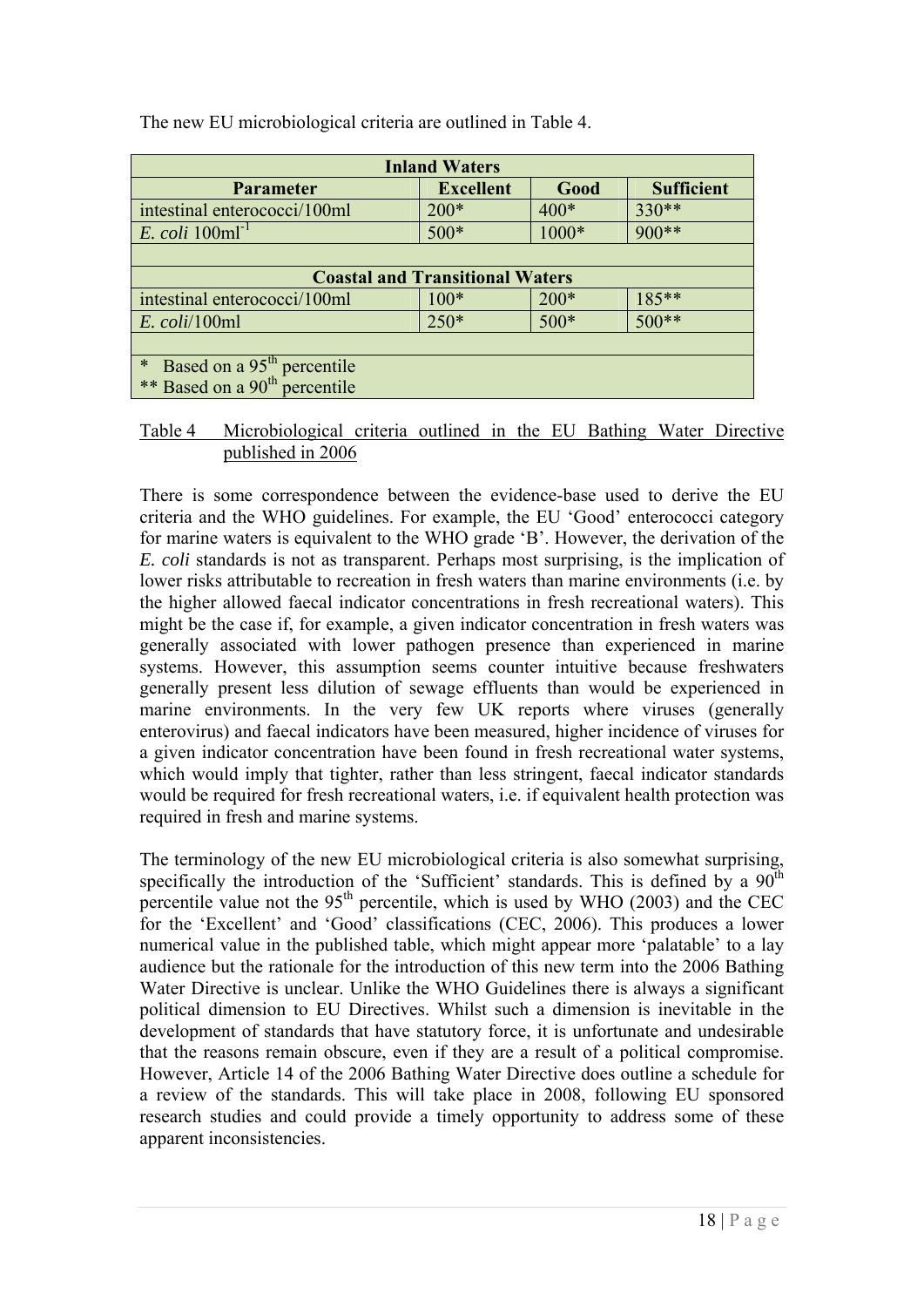The new EU microbiological criteria are outlined in Table 4.

| Inland Waters | | | |
|---|---|---|---|
| **Parameter** | **Excellent** | **Good** | **Sufficient** |
| intestinal enterococci/100ml | 200* | 400* | 330** |
| *E. coli* $100ml^{-1}$ | 500* | 1000* | 900** |
| | | | |
| **Coastal and Transitional Waters** | | | |
| intestinal enterococci/100ml | 100* | 200* | 185** |
| *E. coli*/100ml | 250* | 500* | 500** |
| | | | |
| * Based on a $95^{th}$ percentile | | | |
| ** Based on a $90^{th}$ percentile | | | |

Table 4 Microbiological criteria outlined in the EU Bathing Water Directive published in 2006

There is some correspondence between the evidence-base used to derive the EU criteria and the WHO guidelines. For example, the EU 'Good' enterococci category for marine waters is equivalent to the WHO grade 'B'. However, the derivation of the *E. coli* standards is not as transparent. Perhaps most surprising, is the implication of lower risks attributable to recreation in fresh waters than marine environments (i.e. by the higher allowed faecal indicator concentrations in fresh recreational waters). This might be the case if, for example, a given indicator concentration in fresh waters was generally associated with lower pathogen presence than experienced in marine systems. However, this assumption seems counter intuitive because freshwaters generally present less dilution of sewage effluents than would be experienced in marine environments. In the very few UK reports where viruses (generally enterovirus) and faecal indicators have been measured, higher incidence of viruses for a given indicator concentration have been found in fresh recreational water systems, which would imply that tighter, rather than less stringent, faecal indicator standards would be required for fresh recreational waters, i.e. if equivalent health protection was required in fresh and marine systems.

The terminology of the new EU microbiological criteria is also somewhat surprising, specifically the introduction of the 'Sufficient' standards. This is defined by a $90^{th}$ percentile value not the $95^{th}$ percentile, which is used by WHO (2003) and the CEC for the 'Excellent' and 'Good' classifications (CEC, 2006). This produces a lower numerical value in the published table, which might appear more 'palatable' to a lay audience but the rationale for the introduction of this new term into the 2006 Bathing Water Directive is unclear. Unlike the WHO Guidelines there is always a significant political dimension to EU Directives. Whilst such a dimension is inevitable in the development of standards that have statutory force, it is unfortunate and undesirable that the reasons remain obscure, even if they are a result of a political compromise. However, Article 14 of the 2006 Bathing Water Directive does outline a schedule for a review of the standards. This will take place in 2008, following EU sponsored research studies and could provide a timely opportunity to address some of these apparent inconsistencies.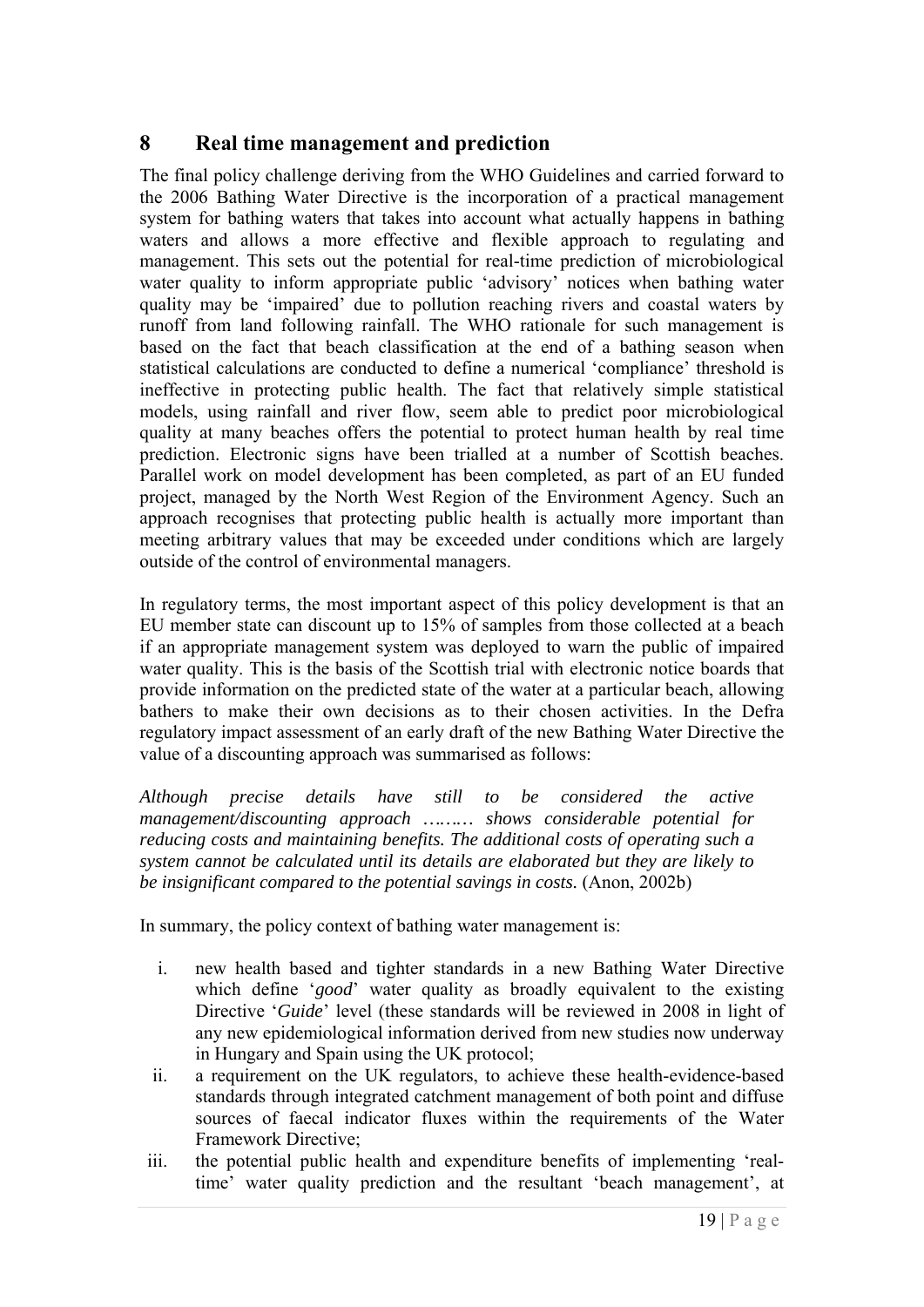## 8 Real time management and prediction

The final policy challenge deriving from the WHO Guidelines and carried forward to the 2006 Bathing Water Directive is the incorporation of a practical management system for bathing waters that takes into account what actually happens in bathing waters and allows a more effective and flexible approach to regulating and management. This sets out the potential for real-time prediction of microbiological water quality to inform appropriate public 'advisory' notices when bathing water quality may be 'impaired' due to pollution reaching rivers and coastal waters by runoff from land following rainfall. The WHO rationale for such management is based on the fact that beach classification at the end of a bathing season when statistical calculations are conducted to define a numerical 'compliance' threshold is ineffective in protecting public health. The fact that relatively simple statistical models, using rainfall and river flow, seem able to predict poor microbiological quality at many beaches offers the potential to protect human health by real time prediction. Electronic signs have been trialled at a number of Scottish beaches. Parallel work on model development has been completed, as part of an EU funded project, managed by the North West Region of the Environment Agency. Such an approach recognises that protecting public health is actually more important than meeting arbitrary values that may be exceeded under conditions which are largely outside of the control of environmental managers.

In regulatory terms, the most important aspect of this policy development is that an EU member state can discount up to 15% of samples from those collected at a beach if an appropriate management system was deployed to warn the public of impaired water quality. This is the basis of the Scottish trial with electronic notice boards that provide information on the predicted state of the water at a particular beach, allowing bathers to make their own decisions as to their chosen activities. In the Defra regulatory impact assessment of an early draft of the new Bathing Water Directive the value of a discounting approach was summarised as follows:

> *Although precise details have still to be considered the active management/discounting approach ……… shows considerable potential for reducing costs and maintaining benefits. The additional costs of operating such a system cannot be calculated until its details are elaborated but they are likely to be insignificant compared to the potential savings in costs.* (Anon, 2002b)

In summary, the policy context of bathing water management is:

i. new health based and tighter standards in a new Bathing Water Directive which define '*good*' water quality as broadly equivalent to the existing Directive '*Guide*' level (these standards will be reviewed in 2008 in light of any new epidemiological information derived from new studies now underway in Hungary and Spain using the UK protocol;
ii. a requirement on the UK regulators, to achieve these health-evidence-based standards through integrated catchment management of both point and diffuse sources of faecal indicator fluxes within the requirements of the Water Framework Directive;
iii. the potential public health and expenditure benefits of implementing 'real-time' water quality prediction and the resultant 'beach management', at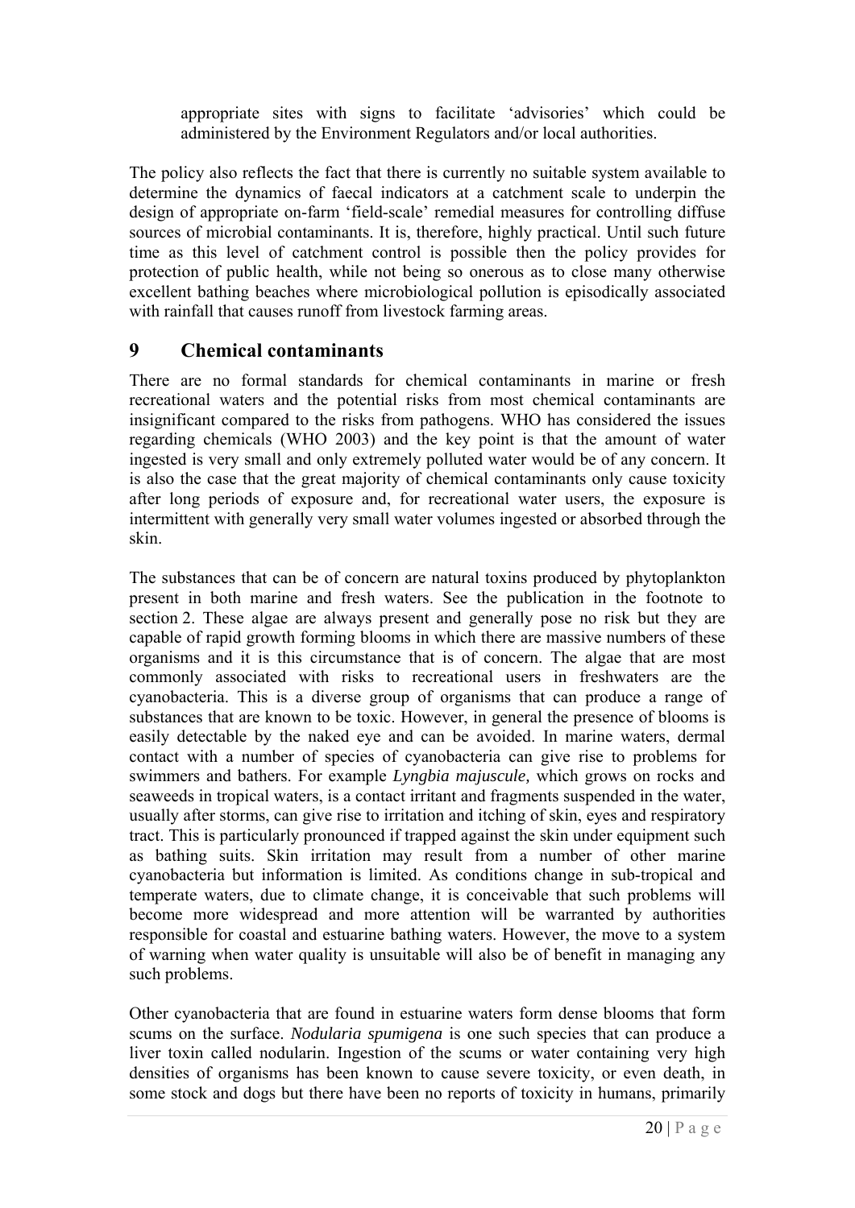appropriate sites with signs to facilitate 'advisories' which could be administered by the Environment Regulators and/or local authorities.

The policy also reflects the fact that there is currently no suitable system available to determine the dynamics of faecal indicators at a catchment scale to underpin the design of appropriate on-farm 'field-scale' remedial measures for controlling diffuse sources of microbial contaminants. It is, therefore, highly practical. Until such future time as this level of catchment control is possible then the policy provides for protection of public health, while not being so onerous as to close many otherwise excellent bathing beaches where microbiological pollution is episodically associated with rainfall that causes runoff from livestock farming areas.

# 9 Chemical contaminants

There are no formal standards for chemical contaminants in marine or fresh recreational waters and the potential risks from most chemical contaminants are insignificant compared to the risks from pathogens. WHO has considered the issues regarding chemicals (WHO 2003) and the key point is that the amount of water ingested is very small and only extremely polluted water would be of any concern. It is also the case that the great majority of chemical contaminants only cause toxicity after long periods of exposure and, for recreational water users, the exposure is intermittent with generally very small water volumes ingested or absorbed through the skin.

The substances that can be of concern are natural toxins produced by phytoplankton present in both marine and fresh waters. See the publication in the footnote to section 2. These algae are always present and generally pose no risk but they are capable of rapid growth forming blooms in which there are massive numbers of these organisms and it is this circumstance that is of concern. The algae that are most commonly associated with risks to recreational users in freshwaters are the cyanobacteria. This is a diverse group of organisms that can produce a range of substances that are known to be toxic. However, in general the presence of blooms is easily detectable by the naked eye and can be avoided. In marine waters, dermal contact with a number of species of cyanobacteria can give rise to problems for swimmers and bathers. For example *Lyngbia majuscule,* which grows on rocks and seaweeds in tropical waters, is a contact irritant and fragments suspended in the water, usually after storms, can give rise to irritation and itching of skin, eyes and respiratory tract. This is particularly pronounced if trapped against the skin under equipment such as bathing suits. Skin irritation may result from a number of other marine cyanobacteria but information is limited. As conditions change in sub-tropical and temperate waters, due to climate change, it is conceivable that such problems will become more widespread and more attention will be warranted by authorities responsible for coastal and estuarine bathing waters. However, the move to a system of warning when water quality is unsuitable will also be of benefit in managing any such problems.

Other cyanobacteria that are found in estuarine waters form dense blooms that form scums on the surface. *Nodularia spumigena* is one such species that can produce a liver toxin called nodularin. Ingestion of the scums or water containing very high densities of organisms has been known to cause severe toxicity, or even death, in some stock and dogs but there have been no reports of toxicity in humans, primarily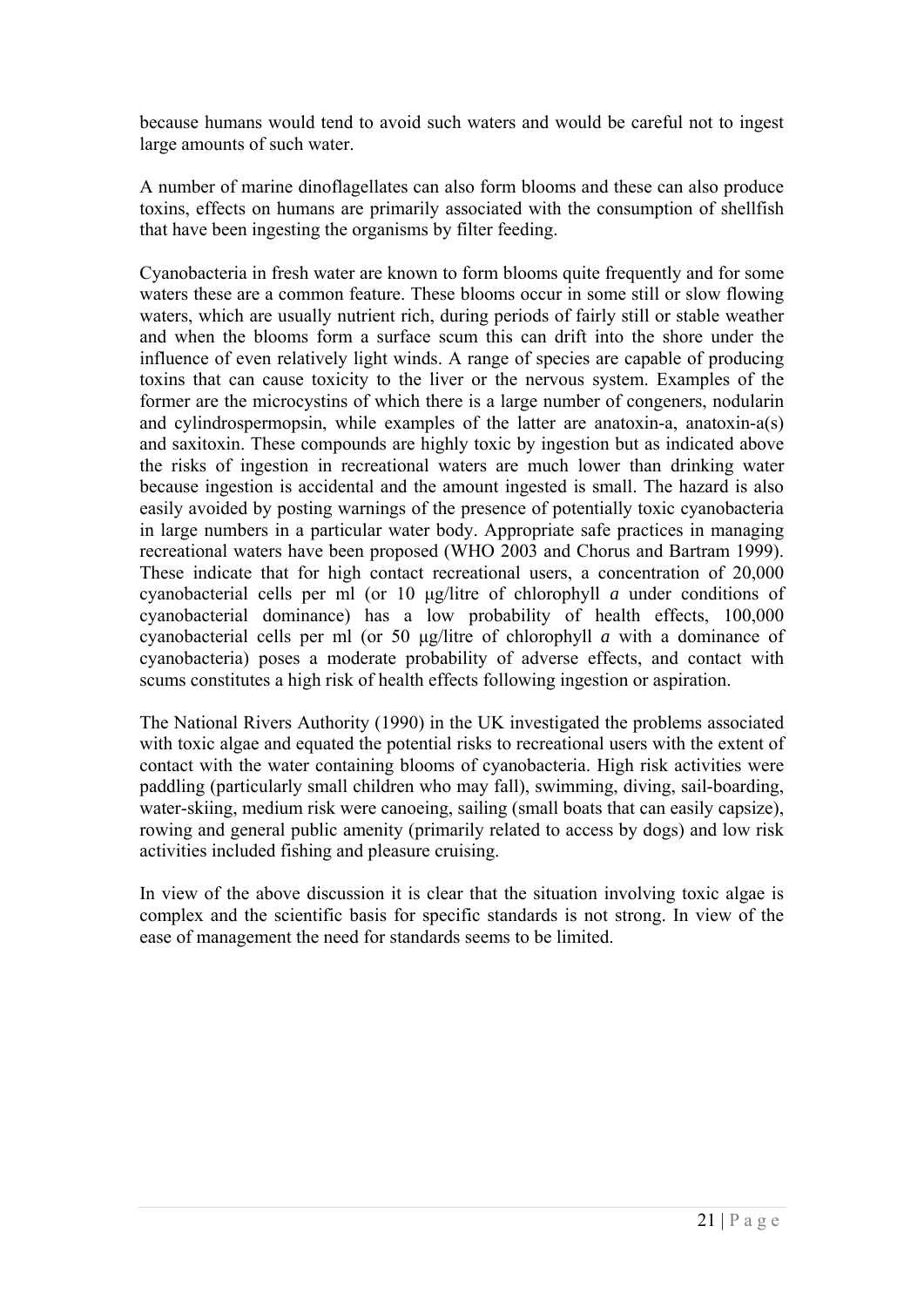because humans would tend to avoid such waters and would be careful not to ingest large amounts of such water.

A number of marine dinoflagellates can also form blooms and these can also produce toxins, effects on humans are primarily associated with the consumption of shellfish that have been ingesting the organisms by filter feeding.

Cyanobacteria in fresh water are known to form blooms quite frequently and for some waters these are a common feature. These blooms occur in some still or slow flowing waters, which are usually nutrient rich, during periods of fairly still or stable weather and when the blooms form a surface scum this can drift into the shore under the influence of even relatively light winds. A range of species are capable of producing toxins that can cause toxicity to the liver or the nervous system. Examples of the former are the microcystins of which there is a large number of congeners, nodularin and cylindrospermopsin, while examples of the latter are anatoxin-a, anatoxin-a(s) and saxitoxin. These compounds are highly toxic by ingestion but as indicated above the risks of ingestion in recreational waters are much lower than drinking water because ingestion is accidental and the amount ingested is small. The hazard is also easily avoided by posting warnings of the presence of potentially toxic cyanobacteria in large numbers in a particular water body. Appropriate safe practices in managing recreational waters have been proposed (WHO 2003 and Chorus and Bartram 1999). These indicate that for high contact recreational users, a concentration of 20,000 cyanobacterial cells per ml (or 10 µg/litre of chlorophyll *a* under conditions of cyanobacterial dominance) has a low probability of health effects, 100,000 cyanobacterial cells per ml (or 50 µg/litre of chlorophyll *a* with a dominance of cyanobacteria) poses a moderate probability of adverse effects, and contact with scums constitutes a high risk of health effects following ingestion or aspiration.

The National Rivers Authority (1990) in the UK investigated the problems associated with toxic algae and equated the potential risks to recreational users with the extent of contact with the water containing blooms of cyanobacteria. High risk activities were paddling (particularly small children who may fall), swimming, diving, sail-boarding, water-skiing, medium risk were canoeing, sailing (small boats that can easily capsize), rowing and general public amenity (primarily related to access by dogs) and low risk activities included fishing and pleasure cruising.

In view of the above discussion it is clear that the situation involving toxic algae is complex and the scientific basis for specific standards is not strong. In view of the ease of management the need for standards seems to be limited.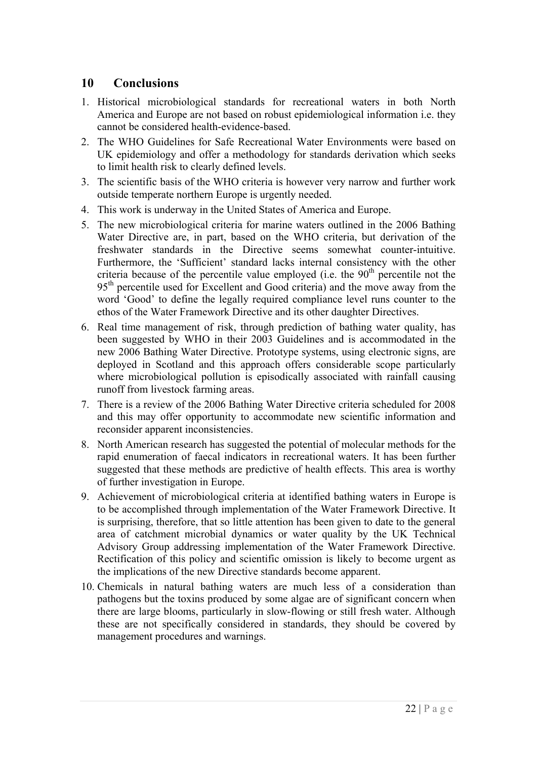## 10 Conclusions

1. Historical microbiological standards for recreational waters in both North America and Europe are not based on robust epidemiological information i.e. they cannot be considered health-evidence-based.
2. The WHO Guidelines for Safe Recreational Water Environments were based on UK epidemiology and offer a methodology for standards derivation which seeks to limit health risk to clearly defined levels.
3. The scientific basis of the WHO criteria is however very narrow and further work outside temperate northern Europe is urgently needed.
4. This work is underway in the United States of America and Europe.
5. The new microbiological criteria for marine waters outlined in the 2006 Bathing Water Directive are, in part, based on the WHO criteria, but derivation of the freshwater standards in the Directive seems somewhat counter-intuitive. Furthermore, the 'Sufficient' standard lacks internal consistency with the other criteria because of the percentile value employed (i.e. the 90th percentile not the 95th percentile used for Excellent and Good criteria) and the move away from the word 'Good' to define the legally required compliance level runs counter to the ethos of the Water Framework Directive and its other daughter Directives.
6. Real time management of risk, through prediction of bathing water quality, has been suggested by WHO in their 2003 Guidelines and is accommodated in the new 2006 Bathing Water Directive. Prototype systems, using electronic signs, are deployed in Scotland and this approach offers considerable scope particularly where microbiological pollution is episodically associated with rainfall causing runoff from livestock farming areas.
7. There is a review of the 2006 Bathing Water Directive criteria scheduled for 2008 and this may offer opportunity to accommodate new scientific information and reconsider apparent inconsistencies.
8. North American research has suggested the potential of molecular methods for the rapid enumeration of faecal indicators in recreational waters. It has been further suggested that these methods are predictive of health effects. This area is worthy of further investigation in Europe.
9. Achievement of microbiological criteria at identified bathing waters in Europe is to be accomplished through implementation of the Water Framework Directive. It is surprising, therefore, that so little attention has been given to date to the general area of catchment microbial dynamics or water quality by the UK Technical Advisory Group addressing implementation of the Water Framework Directive. Rectification of this policy and scientific omission is likely to become urgent as the implications of the new Directive standards become apparent.
10. Chemicals in natural bathing waters are much less of a consideration than pathogens but the toxins produced by some algae are of significant concern when there are large blooms, particularly in slow-flowing or still fresh water. Although these are not specifically considered in standards, they should be covered by management procedures and warnings.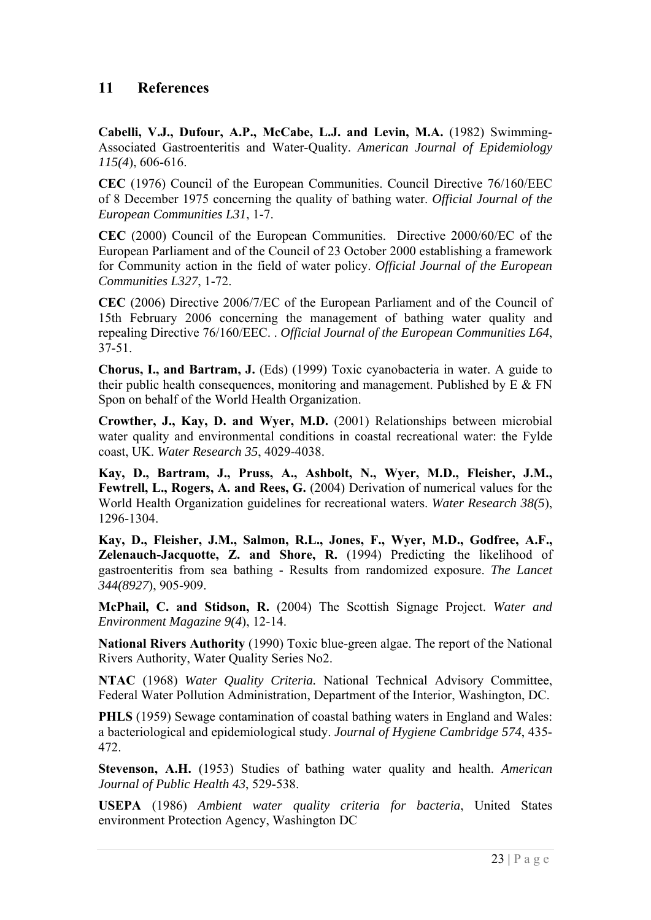## 11 References

**Cabelli, V.J., Dufour, A.P., McCabe, L.J. and Levin, M.A.** (1982) Swimming-Associated Gastroenteritis and Water-Quality. *American Journal of Epidemiology 115(4*), 606-616.

**CEC** (1976) Council of the European Communities. Council Directive 76/160/EEC of 8 December 1975 concerning the quality of bathing water. *Official Journal of the European Communities L31*, 1-7.

**CEC** (2000) Council of the European Communities. Directive 2000/60/EC of the European Parliament and of the Council of 23 October 2000 establishing a framework for Community action in the field of water policy. *Official Journal of the European Communities L327*, 1-72.

**CEC** (2006) Directive 2006/7/EC of the European Parliament and of the Council of 15th February 2006 concerning the management of bathing water quality and repealing Directive 76/160/EEC. . *Official Journal of the European Communities L64*, 37-51.

**Chorus, I., and Bartram, J.** (Eds) (1999) Toxic cyanobacteria in water. A guide to their public health consequences, monitoring and management. Published by E & FN Spon on behalf of the World Health Organization.

**Crowther, J., Kay, D. and Wyer, M.D.** (2001) Relationships between microbial water quality and environmental conditions in coastal recreational water: the Fylde coast, UK. *Water Research 35*, 4029-4038.

**Kay, D., Bartram, J., Pruss, A., Ashbolt, N., Wyer, M.D., Fleisher, J.M., Fewtrell, L., Rogers, A. and Rees, G.** (2004) Derivation of numerical values for the World Health Organization guidelines for recreational waters. *Water Research 38(5*), 1296-1304.

**Kay, D., Fleisher, J.M., Salmon, R.L., Jones, F., Wyer, M.D., Godfree, A.F., Zelenauch-Jacquotte, Z. and Shore, R.** (1994) Predicting the likelihood of gastroenteritis from sea bathing - Results from randomized exposure. *The Lancet 344(8927*), 905-909.

**McPhail, C. and Stidson, R.** (2004) The Scottish Signage Project. *Water and Environment Magazine 9(4*), 12-14.

**National Rivers Authority** (1990) Toxic blue-green algae. The report of the National Rivers Authority, Water Quality Series No2.

**NTAC** (1968) *Water Quality Criteria.* National Technical Advisory Committee, Federal Water Pollution Administration, Department of the Interior, Washington, DC.

**PHLS** (1959) Sewage contamination of coastal bathing waters in England and Wales: a bacteriological and epidemiological study. *Journal of Hygiene Cambridge 574*, 435-472.

**Stevenson, A.H.** (1953) Studies of bathing water quality and health. *American Journal of Public Health 43*, 529-538.

**USEPA** (1986) *Ambient water quality criteria for bacteria*, United States environment Protection Agency, Washington DC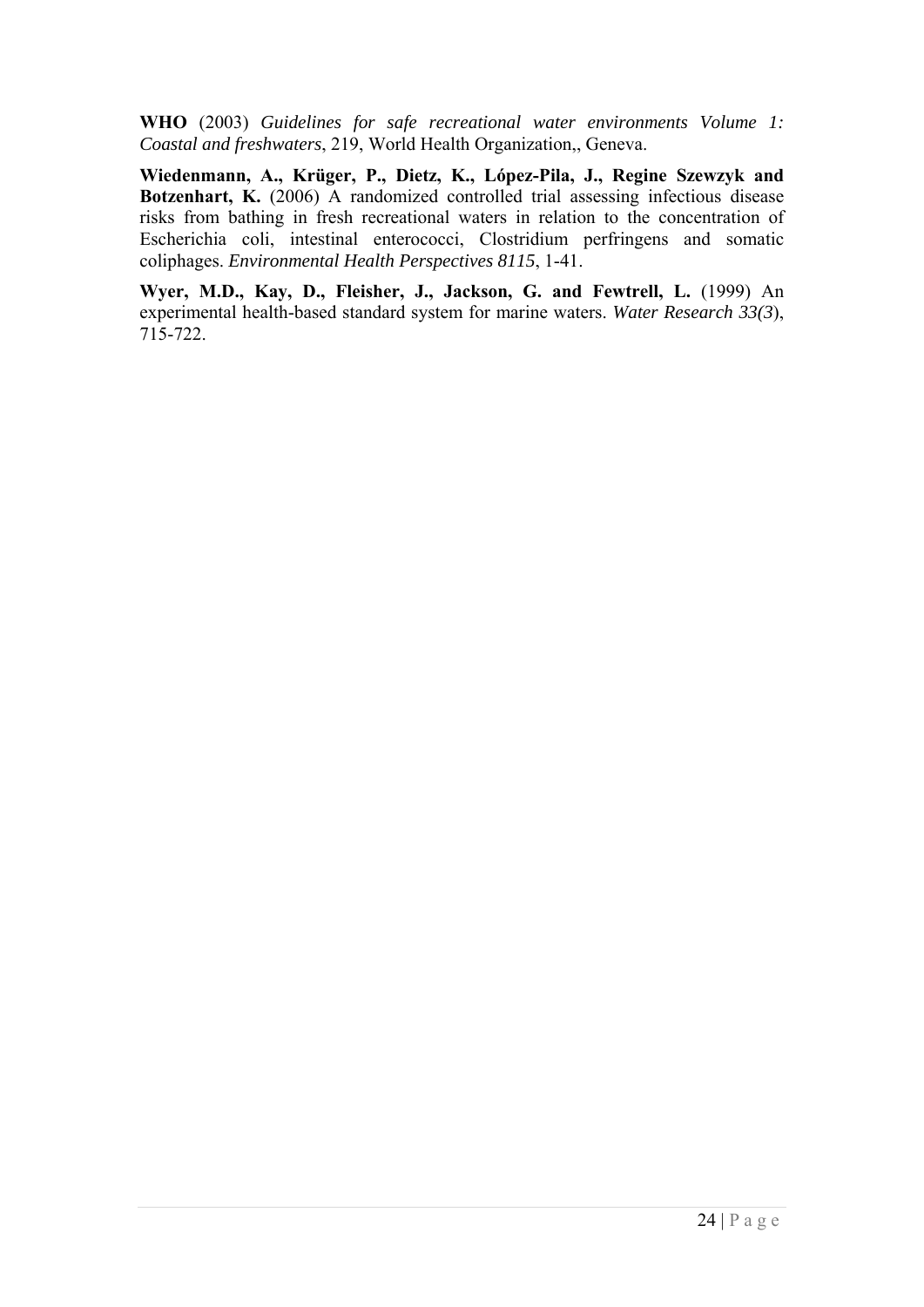**WHO** (2003) *Guidelines for safe recreational water environments Volume 1: Coastal and freshwaters*, 219, World Health Organization,, Geneva.

**Wiedenmann, A., Krüger, P., Dietz, K., López-Pila, J., Regine Szewzyk and Botzenhart, K.** (2006) A randomized controlled trial assessing infectious disease risks from bathing in fresh recreational waters in relation to the concentration of Escherichia coli, intestinal enterococci, Clostridium perfringens and somatic coliphages. *Environmental Health Perspectives 8115*, 1-41.

**Wyer, M.D., Kay, D., Fleisher, J., Jackson, G. and Fewtrell, L.** (1999) An experimental health-based standard system for marine waters. *Water Research 33(3*), 715-722.